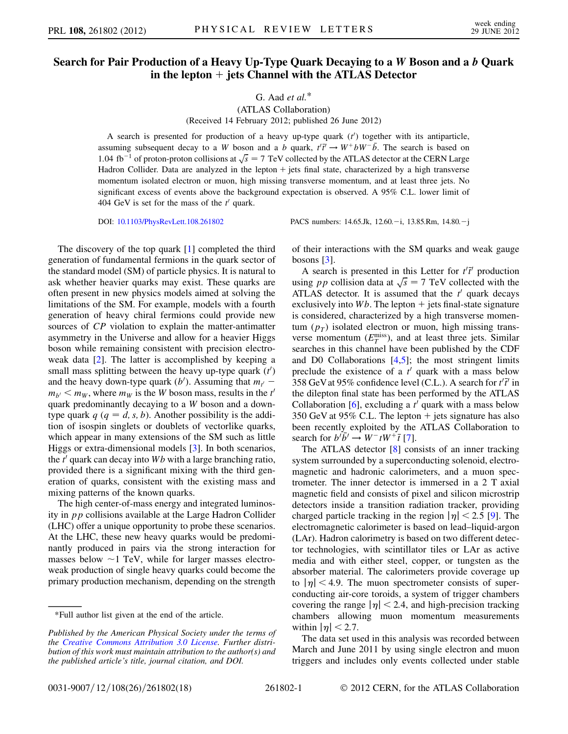# Search for Pair Production of a Heavy Up-Type Quark Decaying to a $W$ Boson and a $b$ Quark in the lepton + jets Channel with the ATLAS Detector

G. Aad *et al.**

(ATLAS Collaboration)

(Received 14 February 2012; published 26 June 2012)

A search is presented for production of a heavy up-type quark ($t'$) together with its antiparticle, assuming subsequent decay to a $W$ boson and a $b$ quark, $t'\bar{t}' \to W^+bW^-\bar{b}$. The search is based on 1.04 fb$^{-1}$ of proton-proton collisions at $\sqrt{s} = 7$ TeV collected by the ATLAS detector at the CERN Large Hadron Collider. Data are analyzed in the lepton + jets final state, characterized by a high transverse momentum isolated electron or muon, high missing transverse momentum, and at least three jets. No significant excess of events above the background expectation is observed. A 95% C.L. lower limit of 404 GeV is set for the mass of the $t'$ quark.

DOI: 10.1103/PhysRevLett.108.261802 PACS numbers: 14.65.Jk, 12.60.−i, 13.85.Rm, 14.80.−j

The discovery of the top quark [1] completed the third generation of fundamental fermions in the quark sector of the standard model (SM) of particle physics. It is natural to ask whether heavier quarks may exist. These quarks are often present in new physics models aimed at solving the limitations of the SM. For example, models with a fourth generation of heavy chiral fermions could provide new sources of $CP$ violation to explain the matter-antimatter asymmetry in the Universe and allow for a heavier Higgs boson while remaining consistent with precision electroweak data [2]. The latter is accomplished by keeping a small mass splitting between the heavy up-type quark ($t'$) and the heavy down-type quark ($b'$). Assuming that $m_{t'} - m_{b'} < m_W$, where $m_W$ is the $W$ boson mass, results in the $t'$ quark predominantly decaying to a $W$ boson and a down-type quark $q$ ($q = d, s, b$). Another possibility is the addition of isospin singlets or doublets of vectorlike quarks, which appear in many extensions of the SM such as little Higgs or extra-dimensional models [3]. In both scenarios, the $t'$ quark can decay into $Wb$ with a large branching ratio, provided there is a significant mixing with the third generation of quarks, consistent with the existing mass and mixing patterns of the known quarks.

The high center-of-mass energy and integrated luminosity in $pp$ collisions available at the Large Hadron Collider (LHC) offer a unique opportunity to probe these scenarios. At the LHC, these new heavy quarks would be predominantly produced in pairs via the strong interaction for masses below ~1 TeV, while for larger masses electroweak production of single heavy quarks could become the primary production mechanism, depending on the strength of their interactions with the SM quarks and weak gauge bosons [3].

A search is presented in this Letter for $t'\bar{t}'$ production using $pp$ collision data at $\sqrt{s} = 7$ TeV collected with the ATLAS detector. It is assumed that the $t'$ quark decays exclusively into $Wb$. The lepton + jets final-state signature is considered, characterized by a high transverse momentum ($p_T$) isolated electron or muon, high missing transverse momentum ($E_T^{\text{miss}}$), and at least three jets. Similar searches in this channel have been published by the CDF and D0 Collaborations [4,5]; the most stringent limits preclude the existence of a $t'$ quark with a mass below 358 GeV at 95% confidence level (C.L.). A search for $t'\bar{t}'$ in the dilepton final state has been performed by the ATLAS Collaboration [6], excluding a $t'$ quark with a mass below 350 GeV at 95% C.L. The lepton + jets signature has also been recently exploited by the ATLAS Collaboration to search for $b'\bar{b}' \to W^-tW^+\bar{t}$ [7].

The ATLAS detector [8] consists of an inner tracking system surrounded by a superconducting solenoid, electromagnetic and hadronic calorimeters, and a muon spectrometer. The inner detector is immersed in a 2 T axial magnetic field and consists of pixel and silicon microstrip detectors inside a transition radiation tracker, providing charged particle tracking in the region $|\eta| < 2.5$ [9]. The electromagnetic calorimeter is based on lead–liquid-argon (LAr). Hadron calorimetry is based on two different detector technologies, with scintillator tiles or LAr as active media and with either steel, copper, or tungsten as the absorber material. The calorimeters provide coverage up to $|\eta| < 4.9$. The muon spectrometer consists of superconducting air-core toroids, a system of trigger chambers covering the range $|\eta| < 2.4$, and high-precision tracking chambers allowing muon momentum measurements within $|\eta| < 2.7$.

The data set used in this analysis was recorded between March and June 2011 by using single electron and muon triggers and includes only events collected under stable

*Full author list given at the end of the article.

*Published by the American Physical Society under the terms of the Creative Commons Attribution 3.0 License. Further distribution of this work must maintain attribution to the author(s) and the published article's title, journal citation, and DOI.*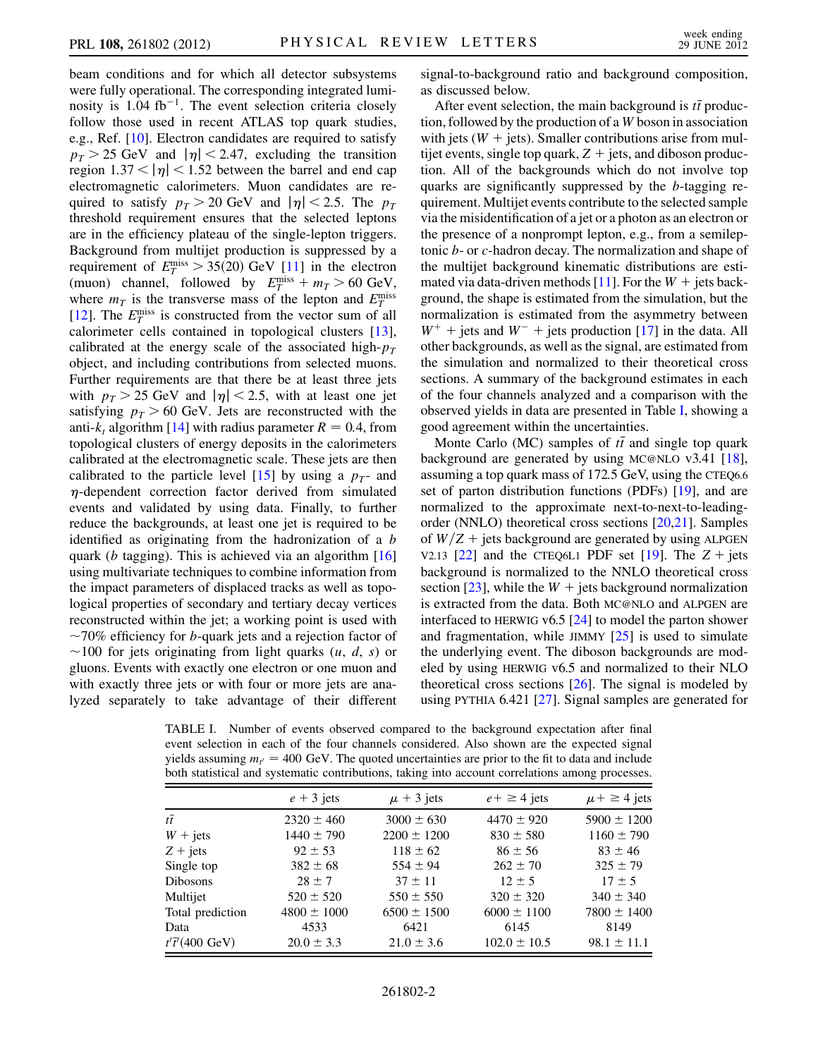beam conditions and for which all detector subsystems were fully operational. The corresponding integrated luminosity is 1.04 fb$^{-1}$. The event selection criteria closely follow those used in recent ATLAS top quark studies, e.g., Ref. [10]. Electron candidates are required to satisfy $p_T > 25$ GeV and $|\eta| < 2.47$, excluding the transition region $1.37 < |\eta| < 1.52$ between the barrel and end cap electromagnetic calorimeters. Muon candidates are required to satisfy $p_T > 20$ GeV and $|\eta| < 2.5$. The $p_T$ threshold requirement ensures that the selected leptons are in the efficiency plateau of the single-lepton triggers. Background from multijet production is suppressed by a requirement of $E_T^{\rm miss} > 35(20)$ GeV [11] in the electron (muon) channel, followed by $E_T^{\rm miss} + m_T > 60$ GeV, where $m_T$ is the transverse mass of the lepton and $E_T^{\rm miss}$ [12]. The $E_T^{\rm miss}$ is constructed from the vector sum of all calorimeter cells contained in topological clusters [13], calibrated at the energy scale of the associated high-$p_T$ object, and including contributions from selected muons. Further requirements are that there be at least three jets with $p_T > 25$ GeV and $|\eta| < 2.5$, with at least one jet satisfying $p_T > 60$ GeV. Jets are reconstructed with the anti-$k_t$ algorithm [14] with radius parameter $R = 0.4$, from topological clusters of energy deposits in the calorimeters calibrated at the electromagnetic scale. These jets are then calibrated to the particle level [15] by using a $p_T$- and $\eta$-dependent correction factor derived from simulated events and validated by using data. Finally, to further reduce the backgrounds, at least one jet is required to be identified as originating from the hadronization of a $b$ quark ($b$ tagging). This is achieved via an algorithm [16] using multivariate techniques to combine information from the impact parameters of displaced tracks as well as topological properties of secondary and tertiary decay vertices reconstructed within the jet; a working point is used with ~70% efficiency for $b$-quark jets and a rejection factor of ~100 for jets originating from light quarks ($u$, $d$, $s$) or gluons. Events with exactly one electron or one muon and with exactly three jets or with four or more jets are analyzed separately to take advantage of their different signal-to-background ratio and background composition, as discussed below.

After event selection, the main background is $t\bar{t}$ production, followed by the production of a $W$ boson in association with jets ($W$ + jets). Smaller contributions arise from multijet events, single top quark, $Z$ + jets, and diboson production. All of the backgrounds which do not involve top quarks are significantly suppressed by the $b$-tagging requirement. Multijet events contribute to the selected sample via the misidentification of a jet or a photon as an electron or the presence of a nonprompt lepton, e.g., from a semileptonic $b$- or $c$-hadron decay. The normalization and shape of the multijet background kinematic distributions are estimated via data-driven methods [11]. For the $W$ + jets background, the shape is estimated from the simulation, but the normalization is estimated from the asymmetry between $W^+$ + jets and $W^-$ + jets production [17] in the data. All other backgrounds, as well as the signal, are estimated from the simulation and normalized to their theoretical cross sections. A summary of the background estimates in each of the four channels analyzed and a comparison with the observed yields in data are presented in Table I, showing a good agreement within the uncertainties.

Monte Carlo (MC) samples of $t\bar{t}$ and single top quark background are generated by using MC@NLO v3.41 [18], assuming a top quark mass of 172.5 GeV, using the CTEQ6.6 set of parton distribution functions (PDFs) [19], and are normalized to the approximate next-to-next-to-leading-order (NNLO) theoretical cross sections [20,21]. Samples of $W/Z$ + jets background are generated by using ALPGEN V2.13 [22] and the CTEQ6L1 PDF set [19]. The $Z$ + jets background is normalized to the NNLO theoretical cross section [23], while the $W$ + jets background normalization is extracted from the data. Both MC@NLO and ALPGEN are interfaced to HERWIG v6.5 [24] to model the parton shower and fragmentation, while JIMMY [25] is used to simulate the underlying event. The diboson backgrounds are modeled by using HERWIG v6.5 and normalized to their NLO theoretical cross sections [26]. The signal is modeled by using PYTHIA 6.421 [27]. Signal samples are generated for

TABLE I. Number of events observed compared to the background expectation after final event selection in each of the four channels considered. Also shown are the expected signal yields assuming $m_{t'} = 400$ GeV. The quoted uncertainties are prior to the fit to data and include both statistical and systematic contributions, taking into account correlations among processes.

| | $e$ + 3 jets | $\mu$ + 3 jets | $e+ \geq 4$ jets | $\mu+ \geq 4$ jets |
|---|---|---|---|---|
| $t\bar{t}$ | 2320 ± 460 | 3000 ± 630 | 4470 ± 920 | 5900 ± 1200 |
| $W$ + jets | 1440 ± 790 | 2200 ± 1200 | 830 ± 580 | 1160 ± 790 |
| $Z$ + jets | 92 ± 53 | 118 ± 62 | 86 ± 56 | 83 ± 46 |
| Single top | 382 ± 68 | 554 ± 94 | 262 ± 70 | 325 ± 79 |
| Dibosons | 28 ± 7 | 37 ± 11 | 12 ± 5 | 17 ± 5 |
| Multijet | 520 ± 520 | 550 ± 550 | 320 ± 320 | 340 ± 340 |
| Total prediction | 4800 ± 1000 | 6500 ± 1500 | 6000 ± 1100 | 7800 ± 1400 |
| Data | 4533 | 6421 | 6145 | 8149 |
| $t'\bar{t}'$(400 GeV) | 20.0 ± 3.3 | 21.0 ± 3.6 | 102.0 ± 10.5 | 98.1 ± 11.1 |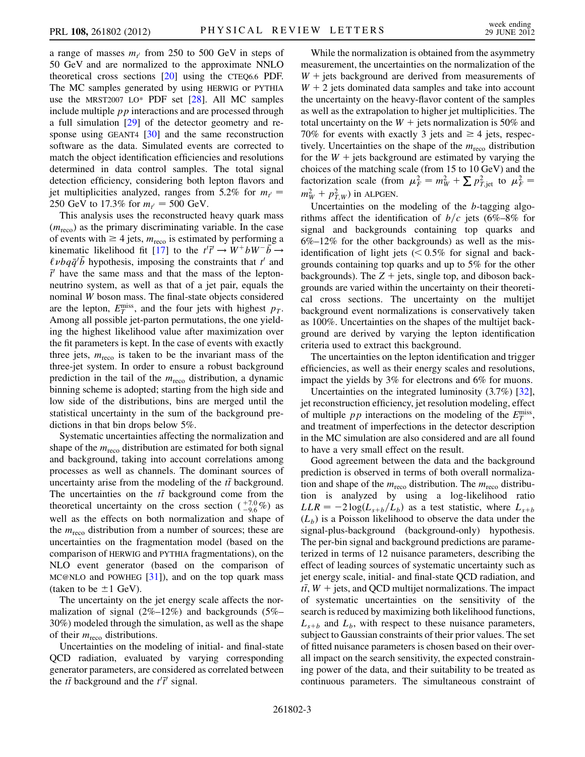a range of masses $m_{t'}$ from 250 to 500 GeV in steps of 50 GeV and are normalized to the approximate NNLO theoretical cross sections [20] using the CTEQ6.6 PDF. The MC samples generated by using HERWIG or PYTHIA use the MRST2007 LO* PDF set [28]. All MC samples include multiple $pp$ interactions and are processed through a full simulation [29] of the detector geometry and response using GEANT4 [30] and the same reconstruction software as the data. Simulated events are corrected to match the object identification efficiencies and resolutions determined in data control samples. The total signal detection efficiency, considering both lepton flavors and jet multiplicities analyzed, ranges from 5.2% for $m_{t'} = 250$ GeV to 17.3% for $m_{t'} = 500$ GeV.

This analysis uses the reconstructed heavy quark mass ($m_{\rm reco}$) as the primary discriminating variable. In the case of events with $\geq 4$ jets, $m_{\rm reco}$ is estimated by performing a kinematic likelihood fit [17] to the $t'\bar{t}' \to W^+ bW^- \bar{b} \to \ell\nu bq\bar{q}'\bar{b}$ hypothesis, imposing the constraints that $t'$ and $\bar{t}'$ have the same mass and that the mass of the lepton-neutrino system, as well as that of a jet pair, equals the nominal $W$ boson mass. The final-state objects considered are the lepton, $E_T^{\rm miss}$, and the four jets with highest $p_T$. Among all possible jet-parton permutations, the one yielding the highest likelihood value after maximization over the fit parameters is kept. In the case of events with exactly three jets, $m_{\rm reco}$ is taken to be the invariant mass of the three-jet system. In order to ensure a robust background prediction in the tail of the $m_{\rm reco}$ distribution, a dynamic binning scheme is adopted; starting from the high side and low side of the distributions, bins are merged until the statistical uncertainty in the sum of the background predictions in that bin drops below 5%.

Systematic uncertainties affecting the normalization and shape of the $m_{\rm reco}$ distribution are estimated for both signal and background, taking into account correlations among processes as well as channels. The dominant sources of uncertainty arise from the modeling of the $t\bar{t}$ background. The uncertainties on the $t\bar{t}$ background come from the theoretical uncertainty on the cross section ($^{+7.0}_{-9.6}\%$) as well as the effects on both normalization and shape of the $m_{\rm reco}$ distribution from a number of sources; these are uncertainties on the fragmentation model (based on the comparison of HERWIG and PYTHIA fragmentations), on the NLO event generator (based on the comparison of MC@NLO and POWHEG [31]), and on the top quark mass (taken to be $\pm 1$ GeV).

The uncertainty on the jet energy scale affects the normalization of signal (2%–12%) and backgrounds (5%–30%) modeled through the simulation, as well as the shape of their $m_{\rm reco}$ distributions.

Uncertainties on the modeling of initial- and final-state QCD radiation, evaluated by varying corresponding generator parameters, are considered as correlated between the $t\bar{t}$ background and the $t'\bar{t}'$ signal.

While the normalization is obtained from the asymmetry measurement, the uncertainties on the normalization of the $W$ + jets background are derived from measurements of $W$ + 2 jets dominated data samples and take into account the uncertainty on the heavy-flavor content of the samples as well as the extrapolation to higher jet multiplicities. The total uncertainty on the $W$ + jets normalization is 50% and 70% for events with exactly 3 jets and $\geq 4$ jets, respectively. Uncertainties on the shape of the $m_{\rm reco}$ distribution for the $W$ + jets background are estimated by varying the choices of the matching scale (from 15 to 10 GeV) and the factorization scale (from $\mu_F^2 = m_W^2 + \sum p_{T,\rm jet}^2$ to $\mu_F^2 = m_W^2 + p_{T,W}^2$) in ALPGEN.

Uncertainties on the modeling of the $b$-tagging algorithms affect the identification of $b/c$ jets (6%–8% for signal and backgrounds containing top quarks and 6%–12% for the other backgrounds) as well as the misidentification of light jets ($< 0.5\%$ for signal and backgrounds containing top quarks and up to 5% for the other backgrounds). The $Z$ + jets, single top, and diboson backgrounds are varied within the uncertainty on their theoretical cross sections. The uncertainty on the multijet background event normalizations is conservatively taken as 100%. Uncertainties on the shapes of the multijet background are derived by varying the lepton identification criteria used to extract this background.

The uncertainties on the lepton identification and trigger efficiencies, as well as their energy scales and resolutions, impact the yields by 3% for electrons and 6% for muons.

Uncertainties on the integrated luminosity (3.7%) [32], jet reconstruction efficiency, jet resolution modeling, effect of multiple $pp$ interactions on the modeling of the $E_T^{\rm miss}$, and treatment of imperfections in the detector description in the MC simulation are also considered and are all found to have a very small effect on the result.

Good agreement between the data and the background prediction is observed in terms of both overall normalization and shape of the $m_{\rm reco}$ distribution. The $m_{\rm reco}$ distribution is analyzed by using a log-likelihood ratio $LLR = -2\log(L_{s+b}/L_b)$ as a test statistic, where $L_{s+b}$ ($L_b$) is a Poisson likelihood to observe the data under the signal-plus-background (background-only) hypothesis. The per-bin signal and background predictions are parameterized in terms of 12 nuisance parameters, describing the effect of leading sources of systematic uncertainty such as jet energy scale, initial- and final-state QCD radiation, and $t\bar{t}$, $W$ + jets, and QCD multijet normalizations. The impact of systematic uncertainties on the sensitivity of the search is reduced by maximizing both likelihood functions, $L_{s+b}$ and $L_b$, with respect to these nuisance parameters, subject to Gaussian constraints of their prior values. The set of fitted nuisance parameters is chosen based on their overall impact on the search sensitivity, the expected constraining power of the data, and their suitability to be treated as continuous parameters. The simultaneous constraint of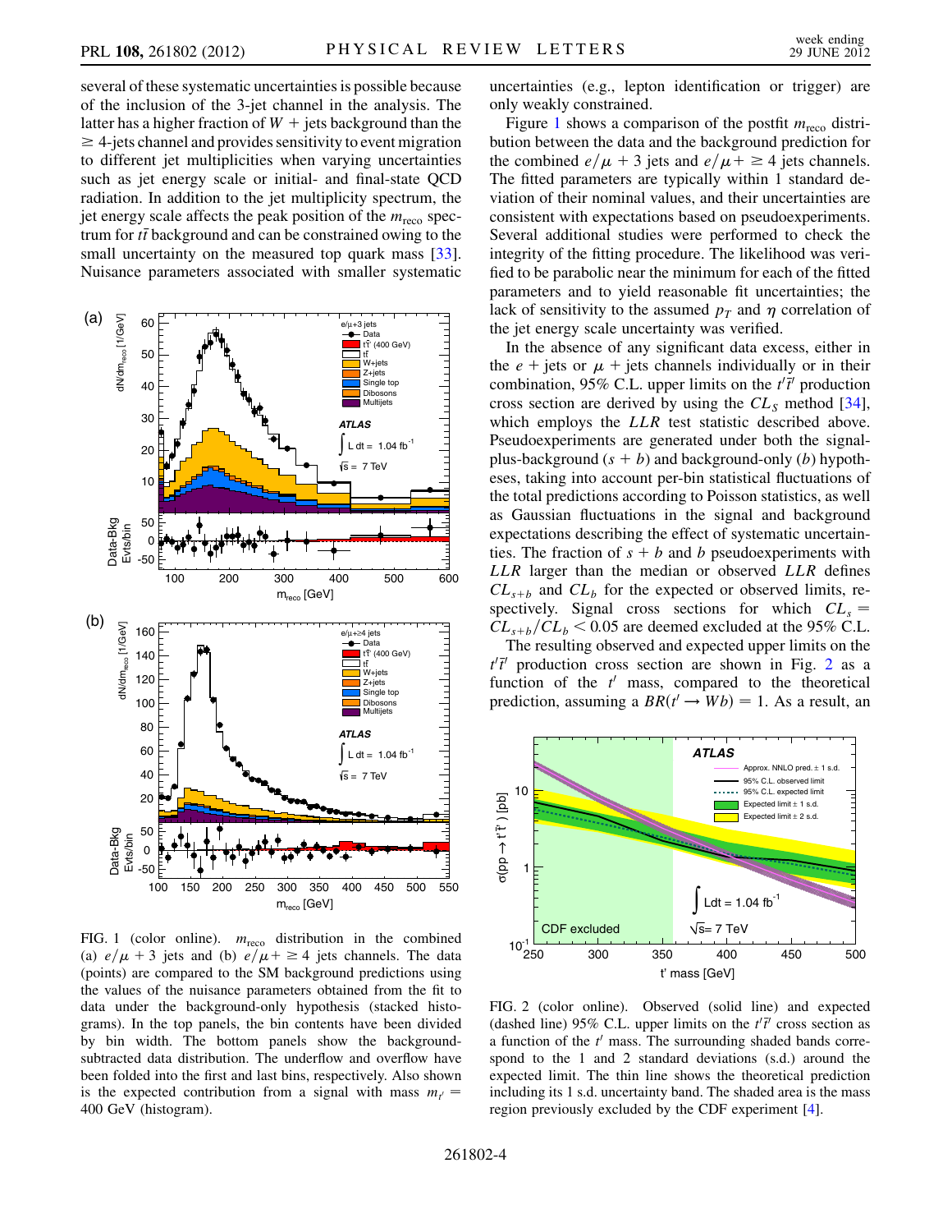several of these systematic uncertainties is possible because of the inclusion of the 3-jet channel in the analysis. The latter has a higher fraction of $W$ + jets background than the $\geq$ 4-jets channel and provides sensitivity to event migration to different jet multiplicities when varying uncertainties such as jet energy scale or initial- and final-state QCD radiation. In addition to the jet multiplicity spectrum, the jet energy scale affects the peak position of the $m_{\text{reco}}$ spectrum for $t\bar{t}$ background and can be constrained owing to the small uncertainty on the measured top quark mass [33]. Nuisance parameters associated with smaller systematic uncertainties (e.g., lepton identification or trigger) are only weakly constrained.

Figure 1 shows a comparison of the postfit $m_{\text{reco}}$ distribution between the data and the background prediction for the combined $e/\mu$ + 3 jets and $e/\mu$+ $\geq$ 4 jets channels. The fitted parameters are typically within 1 standard deviation of their nominal values, and their uncertainties are consistent with expectations based on pseudoexperiments. Several additional studies were performed to check the integrity of the fitting procedure. The likelihood was verified to be parabolic near the minimum for each of the fitted parameters and to yield reasonable fit uncertainties; the lack of sensitivity to the assumed $p_T$ and $\eta$ correlation of the jet energy scale uncertainty was verified.

FIG. 1 (color online). $m_{\text{reco}}$ distribution in the combined (a) $e/\mu + 3$ jets and (b) $e/\mu + \geq 4$ jets channels. The data (points) are compared to the SM background predictions using the values of the nuisance parameters obtained from the fit to data under the background-only hypothesis (stacked histograms). In the top panels, the bin contents have been divided by bin width. The bottom panels show the background-subtracted data distribution. The underflow and overflow have been folded into the first and last bins, respectively. Also shown is the expected contribution from a signal with mass $m_{t'} =$ 400 GeV (histogram).

In the absence of any significant data excess, either in the $e$ + jets or $\mu$ + jets channels individually or in their combination, 95% C.L. upper limits on the $t'\bar{t}'$ production cross section are derived by using the $CL_S$ method [34], which employs the $LLR$ test statistic described above. Pseudoexperiments are generated under both the signal-plus-background ($s + b$) and background-only ($b$) hypotheses, taking into account per-bin statistical fluctuations of the total predictions according to Poisson statistics, as well as Gaussian fluctuations in the signal and background expectations describing the effect of systematic uncertainties. The fraction of $s + b$ and $b$ pseudoexperiments with $LLR$ larger than the median or observed $LLR$ defines $CL_{s+b}$ and $CL_b$ for the expected or observed limits, respectively. Signal cross sections for which $CL_s = CL_{s+b}/CL_b < 0.05$ are deemed excluded at the 95% C.L.

The resulting observed and expected upper limits on the $t'\bar{t}'$ production cross section are shown in Fig. 2 as a function of the $t'$ mass, compared to the theoretical prediction, assuming a $BR(t' \to Wb) = 1$. As a result, an

FIG. 2 (color online). Observed (solid line) and expected (dashed line) 95% C.L. upper limits on the $t'\bar{t}'$ cross section as a function of the $t'$ mass. The surrounding shaded bands correspond to the 1 and 2 standard deviations (s.d.) around the expected limit. The thin line shows the theoretical prediction including its 1 s.d. uncertainty band. The shaded area is the mass region previously excluded by the CDF experiment [4].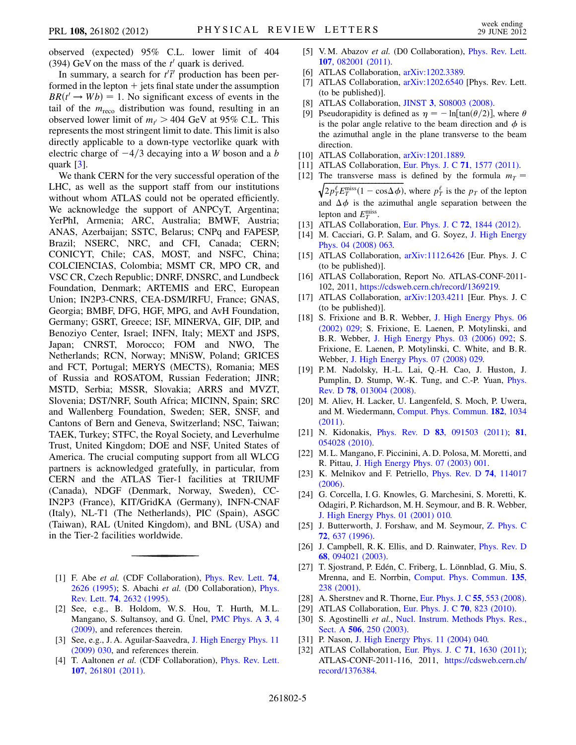observed (expected) 95% C.L. lower limit of 404 (394) GeV on the mass of the $t'$ quark is derived.

In summary, a search for $t'\bar{t}'$ production has been performed in the lepton + jets final state under the assumption $BR(t' \to Wb) = 1$. No significant excess of events in the tail of the $m_{\text{reco}}$ distribution was found, resulting in an observed lower limit of $m_{t'} > 404$ GeV at 95% C.L. This represents the most stringent limit to date. This limit is also directly applicable to a down-type vectorlike quark with electric charge of $-4/3$ decaying into a $W$ boson and a $b$ quark [3].

We thank CERN for the very successful operation of the LHC, as well as the support staff from our institutions without whom ATLAS could not be operated efficiently. We acknowledge the support of ANPCyT, Argentina; YerPhI, Armenia; ARC, Australia; BMWF, Austria; ANAS, Azerbaijan; SSTC, Belarus; CNPq and FAPESP, Brazil; NSERC, NRC, and CFI, Canada; CERN; CONICYT, Chile; CAS, MOST, and NSFC, China; COLCIENCIAS, Colombia; MSMT CR, MPO CR, and VSC CR, Czech Republic; DNRF, DNSRC, and Lundbeck Foundation, Denmark; ARTEMIS and ERC, European Union; IN2P3-CNRS, CEA-DSM/IRFU, France; GNAS, Georgia; BMBF, DFG, HGF, MPG, and AvH Foundation, Germany; GSRT, Greece; ISF, MINERVA, GIF, DIP, and Benoziyo Center, Israel; INFN, Italy; MEXT and JSPS, Japan; CNRST, Morocco; FOM and NWO, The Netherlands; RCN, Norway; MNiSW, Poland; GRICES and FCT, Portugal; MERYS (MECTS), Romania; MES of Russia and ROSATOM, Russian Federation; JINR; MSTD, Serbia; MSSR, Slovakia; ARRS and MVZT, Slovenia; DST/NRF, South Africa; MICINN, Spain; SRC and Wallenberg Foundation, Sweden; SER, SNSF, and Cantons of Bern and Geneva, Switzerland; NSC, Taiwan; TAEK, Turkey; STFC, the Royal Society, and Leverhulme Trust, United Kingdom; DOE and NSF, United States of America. The crucial computing support from all WLCG partners is acknowledged gratefully, in particular, from CERN and the ATLAS Tier-1 facilities at TRIUMF (Canada), NDGF (Denmark, Norway, Sweden), CC-IN2P3 (France), KIT/GridKA (Germany), INFN-CNAF (Italy), NL-T1 (The Netherlands), PIC (Spain), ASGC (Taiwan), RAL (United Kingdom), and BNL (USA) and in the Tier-2 facilities worldwide.

---

[1] F. Abe *et al.* (CDF Collaboration), Phys. Rev. Lett. **74**, 2626 (1995); S. Abachi *et al.* (D0 Collaboration), Phys. Rev. Lett. **74**, 2632 (1995).

[2] See, e.g., B. Holdom, W. S. Hou, T. Hurth, M. L. Mangano, S. Sultansoy, and G. Ünel, PMC Phys. A **3**, 4 (2009), and references therein.

[3] See, e.g., J. A. Aguilar-Saavedra, J. High Energy Phys. 11 (2009) 030, and references therein.

[4] T. Aaltonen *et al.* (CDF Collaboration), Phys. Rev. Lett. **107**, 261801 (2011).

[5] V. M. Abazov *et al.* (D0 Collaboration), Phys. Rev. Lett. **107**, 082001 (2011).

[6] ATLAS Collaboration, arXiv:1202.3389.

[7] ATLAS Collaboration, arXiv:1202.6540 [Phys. Rev. Lett. (to be published)].

[8] ATLAS Collaboration, JINST **3**, S08003 (2008).

[9] Pseudorapidity is defined as $\eta = -\ln[\tan(\theta/2)]$, where $\theta$ is the polar angle relative to the beam direction and $\phi$ is the azimuthal angle in the plane transverse to the beam direction.

[10] ATLAS Collaboration, arXiv:1201.1889.

[11] ATLAS Collaboration, Eur. Phys. J. C **71**, 1577 (2011).

[12] The transverse mass is defined by the formula $m_T = \sqrt{2p_T^\ell E_T^{\text{miss}}(1 - \cos\Delta\phi)}$, where $p_T^\ell$ is the $p_T$ of the lepton and $\Delta\phi$ is the azimuthal angle separation between the lepton and $E_T^{\text{miss}}$.

[13] ATLAS Collaboration, Eur. Phys. J. C **72**, 1844 (2012).

[14] M. Cacciari, G. P. Salam, and G. Soyez, J. High Energy Phys. 04 (2008) 063.

[15] ATLAS Collaboration, arXiv:1112.6426 [Eur. Phys. J. C (to be published)].

[16] ATLAS Collaboration, Report No. ATLAS-CONF-2011-102, 2011, https://cdsweb.cern.ch/record/1369219.

[17] ATLAS Collaboration, arXiv:1203.4211 [Eur. Phys. J. C (to be published)].

[18] S. Frixione and B. R. Webber, J. High Energy Phys. 06 (2002) 029; S. Frixione, E. Laenen, P. Motylinski, and B. R. Webber, J. High Energy Phys. 03 (2006) 092; S. Frixione, E. Laenen, P. Motylinski, C. White, and B. R. Webber, J. High Energy Phys. 07 (2008) 029.

[19] P. M. Nadolsky, H.-L. Lai, Q.-H. Cao, J. Huston, J. Pumplin, D. Stump, W.-K. Tung, and C.-P. Yuan, Phys. Rev. D **78**, 013004 (2008).

[20] M. Aliev, H. Lacker, U. Langenfeld, S. Moch, P. Uwera, and M. Wiedermann, Comput. Phys. Commun. **182**, 1034 (2011).

[21] N. Kidonakis, Phys. Rev. D **83**, 091503 (2011); **81**, 054028 (2010).

[22] M. L. Mangano, F. Piccinini, A. D. Polosa, M. Moretti, and R. Pittau, J. High Energy Phys. 07 (2003) 001.

[23] K. Melnikov and F. Petriello, Phys. Rev. D **74**, 114017 (2006).

[24] G. Corcella, I. G. Knowles, G. Marchesini, S. Moretti, K. Odagiri, P. Richardson, M. H. Seymour, and B. R. Webber, J. High Energy Phys. 01 (2001) 010.

[25] J. Butterworth, J. Forshaw, and M. Seymour, Z. Phys. C **72**, 637 (1996).

[26] J. Campbell, R. K. Ellis, and D. Rainwater, Phys. Rev. D **68**, 094021 (2003).

[27] T. Sjostrand, P. Edén, C. Friberg, L. Lönnblad, G. Miu, S. Mrenna, and E. Norrbin, Comput. Phys. Commun. **135**, 238 (2001).

[28] A. Sherstnev and R. Thorne, Eur. Phys. J. C **55**, 553 (2008).

[29] ATLAS Collaboration, Eur. Phys. J. C **70**, 823 (2010).

[30] S. Agostinelli *et al.*, Nucl. Instrum. Methods Phys. Res., Sect. A **506**, 250 (2003).

[31] P. Nason, J. High Energy Phys. 11 (2004) 040.

[32] ATLAS Collaboration, Eur. Phys. J. C **71**, 1630 (2011); ATLAS-CONF-2011-116, 2011, https://cdsweb.cern.ch/record/1376384.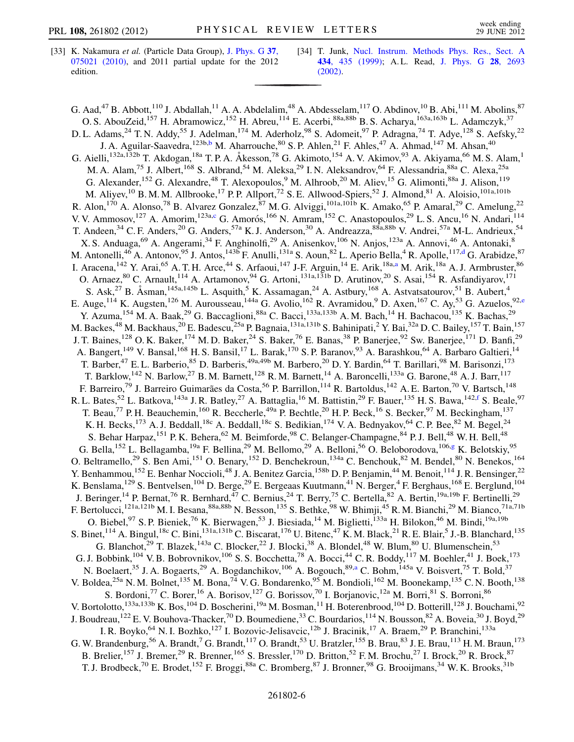[33] K. Nakamura *et al.* (Particle Data Group), J. Phys. G **37**, 075021 (2010), and 2011 partial update for the 2012 edition.

[34] T. Junk, Nucl. Instrum. Methods Phys. Res., Sect. A **434**, 435 (1999); A. L. Read, J. Phys. G **28**, 2693 (2002).

---

G. Aad,[47] B. Abbott,[110] J. Abdallah,[11] A. A. Abdelalim,[48] A. Abdesselam,[117] O. Abdinov,[10] B. Abi,[111] M. Abolins,[87] O. S. AbouZeid,[157] H. Abramowicz,[152] H. Abreu,[114] E. Acerbi,[88a,88b] B. S. Acharya,[163a,163b] L. Adamczyk,[37] D. L. Adams,[24] T. N. Addy,[55] J. Adelman,[174] M. Aderholz,[98] S. Adomeit,[97] P. Adragna,[74] T. Adye,[128] S. Aefsky,[22] J. A. Aguilar-Saavedra,[123b,b] M. Aharrouche,[80] S. P. Ahlen,[21] F. Ahles,[47] A. Ahmad,[147] M. Ahsan,[40] G. Aielli,[132a,132b] T. Akdogan,[18a] T. P. A. Åkesson,[78] G. Akimoto,[154] A. V. Akimov,[93] A. Akiyama,[66] M. S. Alam,[1] M. A. Alam,[75] J. Albert,[168] S. Albrand,[54] M. Aleksa,[29] I. N. Aleksandrov,[64] F. Alessandria,[88a] C. Alexa,[25a] G. Alexander,[152] G. Alexandre,[48] T. Alexopoulos,[9] M. Alhroob,[20] M. Aliev,[15] G. Alimonti,[88a] J. Alison,[119] M. Aliyev,[10] B. M. M. Allbrooke,[17] P. P. Allport,[72] S. E. Allwood-Spiers,[52] J. Almond,[81] A. Aloisio,[101a,101b] R. Alon,[170] A. Alonso,[78] B. Alvarez Gonzalez,[87] M. G. Alviggi,[101a,101b] K. Amako,[65] P. Amaral,[29] C. Amelung,[22] V. V. Ammosov,[127] A. Amorim,[123a,c] G. Amorós,[166] N. Amram,[152] C. Anastopoulos,[29] L. S. Ancu,[16] N. Andari,[114] T. Andeen,[34] C. F. Anders,[20] G. Anders,[57a] K. J. Anderson,[30] A. Andreazza,[88a,88b] V. Andrei,[57a] M-L. Andrieux,[54] X. S. Anduaga,[69] A. Angerami,[34] F. Anghinolfi,[29] A. Anisenkov,[106] N. Anjos,[123a] A. Annovi,[46] A. Antonaki,[8] M. Antonelli,[46] A. Antonov,[95] J. Antos,[143b] F. Anulli,[131a] S. Aoun,[82] L. Aperio Bella,[4] R. Apolle,[117,d] G. Arabidze,[87] I. Aracena,[142] Y. Arai,[65] A. T. H. Arce,[44] S. Arfaoui,[147] J-F. Arguin,[14] E. Arik,[18a,a] M. Arik,[18a] A. J. Armbruster,[86] O. Arnaez,[80] C. Arnault,[114] A. Artamonov,[94] G. Artoni,[131a,131b] D. Arutinov,[20] S. Asai,[154] R. Asfandiyarov,[171] S. Ask,[27] B. Åsman,[145a,145b] L. Asquith,[5] K. Assamagan,[24] A. Astbury,[168] A. Astvatsatourov,[51] B. Aubert,[4] E. Auge,[114] K. Augsten,[126] M. Aurousseau,[144a] G. Avolio,[162] R. Avramidou,[9] D. Axen,[167] C. Ay,[53] G. Azuelos,[92,e] Y. Azuma,[154] M. A. Baak,[29] G. Baccaglioni,[88a] C. Bacci,[133a,133b] A. M. Bach,[14] H. Bachacou,[135] K. Bachas,[29] M. Backes,[48] M. Backhaus,[20] E. Badescu,[25a] P. Bagnaia,[131a,131b] S. Bahinipati,[2] Y. Bai,[32a] D. C. Bailey,[157] T. Bain,[157] J. T. Baines,[128] O. K. Baker,[174] M. D. Baker,[24] S. Baker,[76] E. Banas,[38] P. Banerjee,[92] Sw. Banerjee,[171] D. Banfi,[29] A. Bangert,[149] V. Bansal,[168] H. S. Bansil,[17] L. Barak,[170] S. P. Baranov,[93] A. Barashkou,[64] A. Barbaro Galtieri,[14] T. Barber,[47] E. L. Barberio,[85] D. Barberis,[49a,49b] M. Barbero,[20] D. Y. Bardin,[64] T. Barillari,[98] M. Barisonzi,[173] T. Barklow,[142] N. Barlow,[27] B. M. Barnett,[128] R. M. Barnett,[14] A. Baroncelli,[133a] G. Barone,[48] A. J. Barr,[117] F. Barreiro,[79] J. Barreiro Guimarães da Costa,[56] P. Barrillon,[114] R. Bartoldus,[142] A. E. Barton,[70] V. Bartsch,[148] R. L. Bates,[52] L. Batkova,[143a] J. R. Batley,[27] A. Battaglia,[16] M. Battistin,[29] F. Bauer,[135] H. S. Bawa,[142,f] S. Beale,[97] T. Beau,[77] P. H. Beauchemin,[160] R. Beccherle,[49a] P. Bechtle,[20] H. P. Beck,[16] S. Becker,[97] M. Beckingham,[137] K. H. Becks,[173] A. J. Beddall,[18c] A. Beddall,[18c] S. Bedikian,[174] V. A. Bednyakov,[64] C. P. Bee,[82] M. Begel,[24] S. Behar Harpaz,[151] P. K. Behera,[62] M. Beimforde,[98] C. Belanger-Champagne,[84] P. J. Bell,[48] W. H. Bell,[48] G. Bella,[152] L. Bellagamba,[19a] F. Bellina,[29] M. Bellomo,[29] A. Belloni,[56] O. Beloborodova,[106,g] K. Belotskiy,[95] O. Beltramello,[29] S. Ben Ami,[151] O. Benary,[152] D. Benchekroun,[134a] C. Benchouk,[82] M. Bendel,[80] N. Benekos,[164] Y. Benhammou,[152] E. Benhar Noccioli,[48] J. A. Benitez Garcia,[158b] D. P. Benjamin,[44] M. Benoit,[114] J. R. Bensinger,[22] K. Benslama,[129] S. Bentvelsen,[104] D. Berge,[29] E. Bergeaas Kuutmann,[41] N. Berger,[4] F. Berghaus,[168] E. Berglund,[104] J. Beringer,[14] P. Bernat,[76] R. Bernhard,[47] C. Bernius,[24] T. Berry,[75] C. Bertella,[82] A. Bertin,[19a,19b] F. Bertinelli,[29] F. Bertolucci,[121a,121b] M. I. Besana,[88a,88b] N. Besson,[135] S. Bethke,[98] W. Bhimji,[45] R. M. Bianchi,[29] M. Bianco,[71a,71b] O. Biebel,[97] S. P. Bieniek,[76] K. Bierwagen,[53] J. Biesiada,[14] M. Biglietti,[133a] H. Bilokon,[46] M. Bindi,[19a,19b] S. Binet,[114] A. Bingul,[18c] C. Bini,[131a,131b] C. Biscarat,[176] U. Bitenc,[47] K. M. Black,[21] R. E. Blair,[5] J.-B. Blanchard,[135] G. Blanchot,[29] T. Blazek,[143a] C. Blocker,[22] J. Blocki,[38] A. Blondel,[48] W. Blum,[80] U. Blumenschein,[53] G. J. Bobbink,[104] V. B. Bobrovnikov,[106] S. S. Bocchetta,[78] A. Bocci,[44] C. R. Boddy,[117] M. Boehler,[41] J. Boek,[173] N. Boelaert,[35] J. A. Bogaerts,[29] A. Bogdanchikov,[106] A. Bogouch,[89,a] C. Bohm,[145a] V. Boisvert,[75] T. Bold,[37] V. Boldea,[25a] N. M. Bolnet,[135] M. Bona,[74] V. G. Bondarenko,[95] M. Bondioli,[162] M. Boonekamp,[135] C. N. Booth,[138] S. Bordoni,[77] C. Borer,[16] A. Borisov,[127] G. Borissov,[70] I. Borjanovic,[12a] M. Borri,[81] S. Borroni,[86] V. Bortolotto,[133a,133b] K. Bos,[104] D. Boscherini,[19a] M. Bosman,[11] H. Boterenbrood,[104] D. Botterill,[128] J. Bouchami,[92] J. Boudreau,[122] E. V. Bouhova-Thacker,[70] D. Boumediene,[33] C. Bourdarios,[114] N. Bousson,[82] A. Boveia,[30] J. Boyd,[29] I. R. Boyko,[64] N. I. Bozhko,[127] I. Bozovic-Jelisavcic,[12b] J. Bracinik,[17] A. Braem,[29] P. Branchini,[133a] G. W. Brandenburg,[56] A. Brandt,[7] G. Brandt,[117] O. Brandt,[53] U. Bratzler,[155] B. Brau,[83] J. E. Brau,[113] H. M. Braun,[173] B. Brelier,[157] J. Bremer,[29] R. Brenner,[165] S. Bressler,[170] D. Britton,[52] F. M. Brochu,[27] I. Brock,[20] R. Brock,[87] T. J. Brodbeck,[70] E. Brodet,[152] F. Broggi,[88a] C. Bromberg,[87] J. Bronner,[98] G. Brooijmans,[34] W. K. Brooks,[31b]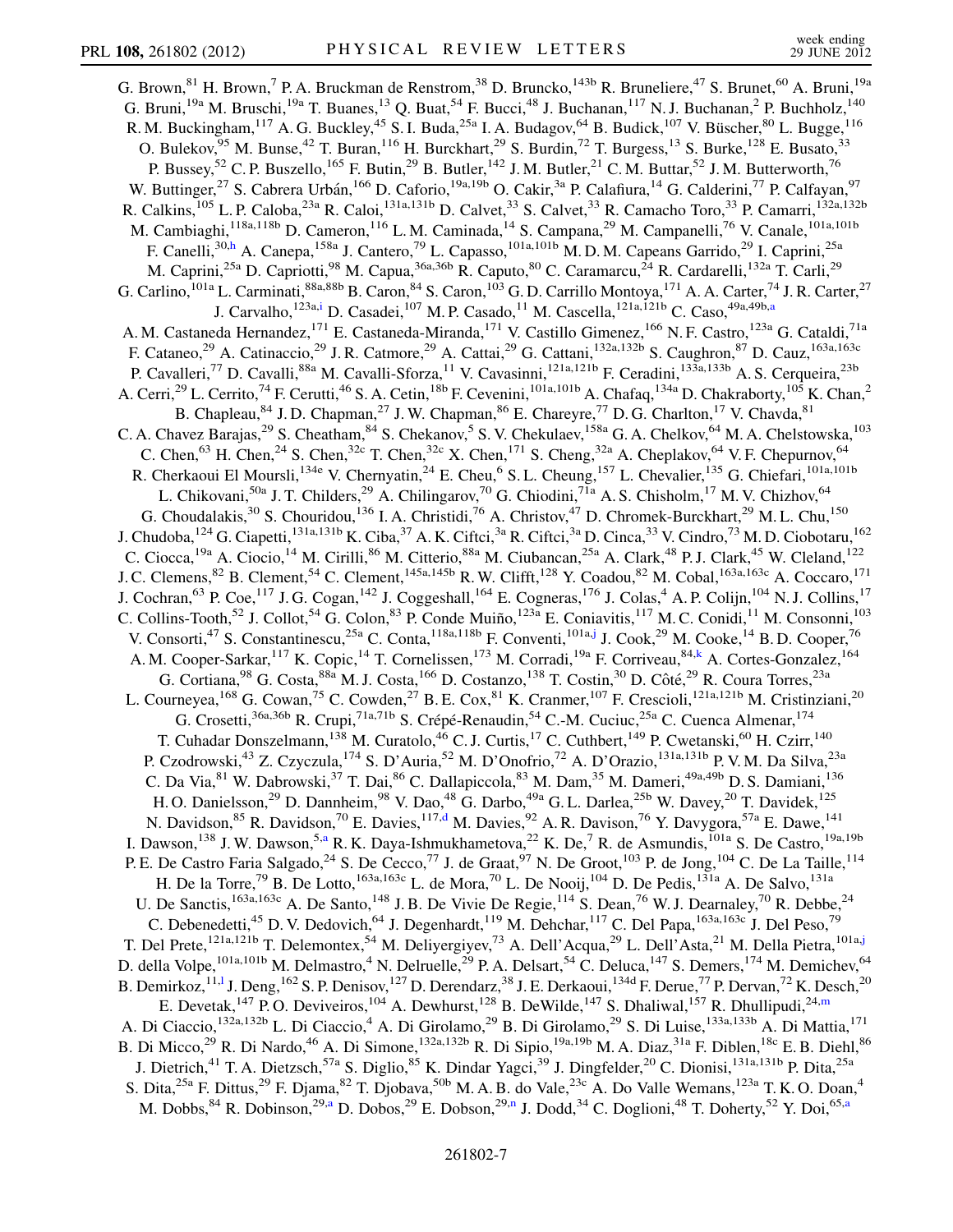G. Brown,[81] H. Brown,[7] P. A. Bruckman de Renstrom,[38] D. Bruncko,[143b] R. Bruneliere,[47] S. Brunet,[60] A. Bruni,[19a] G. Bruni,[19a] M. Bruschi,[19a] T. Buanes,[13] Q. Buat,[54] F. Bucci,[48] J. Buchanan,[117] N. J. Buchanan,[2] P. Buchholz,[140] R. M. Buckingham,[117] A. G. Buckley,[45] S. I. Buda,[25a] I. A. Budagov,[64] B. Budick,[107] V. Büscher,[80] L. Bugge,[116] O. Bulekov,[95] M. Bunse,[42] T. Buran,[116] H. Burckhart,[29] S. Burdin,[72] T. Burgess,[13] S. Burke,[128] E. Busato,[33] P. Bussey,[52] C. P. Buszello,[165] F. Butin,[29] B. Butler,[142] J. M. Butler,[21] C. M. Buttar,[52] J. M. Butterworth,[76] W. Buttinger,[27] S. Cabrera Urbán,[166] D. Caforio,[19a,19b] O. Cakir,[3a] P. Calafiura,[14] G. Calderini,[77] P. Calfayan,[97] R. Calkins,[105] L. P. Caloba,[23a] R. Caloi,[131a,131b] D. Calvet,[33] S. Calvet,[33] R. Camacho Toro,[33] P. Camarri,[132a,132b] M. Cambiaghi,[118a,118b] D. Cameron,[116] L. M. Caminada,[14] S. Campana,[29] M. Campanelli,[76] V. Canale,[101a,101b] F. Canelli,[30,h] A. Canepa,[158a] J. Cantero,[79] L. Capasso,[101a,101b] M. D. M. Capeans Garrido,[29] I. Caprini,[25a] M. Caprini,[25a] D. Capriotti,[98] M. Capua,[36a,36b] R. Caputo,[80] C. Caramarcu,[24] R. Cardarelli,[132a] T. Carli,[29] G. Carlino,[101a] L. Carminati,[88a,88b] B. Caron,[84] S. Caron,[103] G. D. Carrillo Montoya,[171] A. A. Carter,[74] J. R. Carter,[27] J. Carvalho,[123a,i] D. Casadei,[107] M. P. Casado,[11] M. Cascella,[121a,121b] C. Caso,[49a,49b,a] A. M. Castaneda Hernandez,[171] E. Castaneda-Miranda,[171] V. Castillo Gimenez,[166] N. F. Castro,[123a] G. Cataldi,[71a] F. Cataneo,[29] A. Catinaccio,[29] J. R. Catmore,[29] A. Cattai,[29] G. Cattani,[132a,132b] S. Caughron,[87] D. Cauz,[163a,163c] P. Cavalleri,[77] D. Cavalli,[88a] M. Cavalli-Sforza,[11] V. Cavasinni,[121a,121b] F. Ceradini,[133a,133b] A. S. Cerqueira,[23b] A. Cerri,[29] L. Cerrito,[74] F. Cerutti,[46] S. A. Cetin,[18b] F. Cevenini,[101a,101b] A. Chafaq,[134a] D. Chakraborty,[105] K. Chan,[2] B. Chapleau,[84] J. D. Chapman,[27] J. W. Chapman,[86] E. Chareyre,[77] D. G. Charlton,[17] V. Chavda,[81] C. A. Chavez Barajas,[29] S. Cheatham,[84] S. Chekanov,[5] S. V. Chekulaev,[158a] G. A. Chelkov,[64] M. A. Chelstowska,[103] C. Chen,[63] H. Chen,[24] S. Chen,[32c] T. Chen,[32c] X. Chen,[171] S. Cheng,[32a] A. Cheplakov,[64] V. F. Chepurnov,[64] R. Cherkaoui El Moursli,[134e] V. Chernyatin,[24] E. Cheu,[6] S. L. Cheung,[157] L. Chevalier,[135] G. Chiefari,[101a,101b] L. Chikovani,[50a] J. T. Childers,[29] A. Chilingarov,[70] G. Chiodini,[71a] A. S. Chisholm,[17] M. V. Chizhov,[64] G. Choudalakis,[30] S. Chouridou,[136] I. A. Christidi,[76] A. Christov,[47] D. Chromek-Burckhart,[29] M. L. Chu,[150] J. Chudoba,[124] G. Ciapetti,[131a,131b] K. Ciba,[37] A. K. Ciftci,[3a] R. Ciftci,[3a] D. Cinca,[33] V. Cindro,[73] M. D. Ciobotaru,[162] C. Ciocca,[19a] A. Ciocio,[14] M. Cirilli,[86] M. Citterio,[88a] M. Ciubancan,[25a] A. Clark,[48] P. J. Clark,[45] W. Cleland,[122] J. C. Clemens,[82] B. Clement,[54] C. Clement,[145a,145b] R. W. Clifft,[128] Y. Coadou,[82] M. Cobal,[163a,163c] A. Coccaro,[171] J. Cochran,[63] P. Coe,[117] J. G. Cogan,[142] J. Coggeshall,[164] E. Cogneras,[176] J. Colas,[4] A. P. Colijn,[104] N. J. Collins,[17] C. Collins-Tooth,[52] J. Collot,[54] G. Colon,[83] P. Conde Muiño,[123a] E. Coniavitis,[117] M. C. Conidi,[11] M. Consonni,[103] V. Consorti,[47] S. Constantinescu,[25a] C. Conta,[118a,118b] F. Conventi,[101a,j] J. Cook,[29] M. Cooke,[14] B. D. Cooper,[76] A. M. Cooper-Sarkar,[117] K. Copic,[14] T. Cornelissen,[173] M. Corradi,[19a] F. Corriveau,[84,k] A. Cortes-Gonzalez,[164] G. Cortiana,[98] G. Costa,[88a] M. J. Costa,[166] D. Costanzo,[138] T. Costin,[30] D. Côté,[29] R. Coura Torres,[23a] L. Courneyea,[168] G. Cowan,[75] C. Cowden,[27] B. E. Cox,[81] K. Cranmer,[107] F. Crescioli,[121a,121b] M. Cristinziani,[20] G. Crosetti,[36a,36b] R. Crupi,[71a,71b] S. Crépé-Renaudin,[54] C.-M. Cuciuc,[25a] C. Cuenca Almenar,[174] T. Cuhadar Donszelmann,[138] M. Curatolo,[46] C. J. Curtis,[17] C. Cuthbert,[149] P. Cwetanski,[60] H. Czirr,[140] P. Czodrowski,[43] Z. Czyczula,[174] S. D'Auria,[52] M. D'Onofrio,[72] A. D'Orazio,[131a,131b] P. V. M. Da Silva,[23a] C. Da Via,[81] W. Dabrowski,[37] T. Dai,[86] C. Dallapiccola,[83] M. Dam,[35] M. Dameri,[49a,49b] D. S. Damiani,[136] H. O. Danielsson,[29] D. Dannheim,[98] V. Dao,[48] G. Darbo,[49a] G. L. Darlea,[25b] W. Davey,[20] T. Davidek,[125] N. Davidson,[85] R. Davidson,[70] E. Davies,[117,d] M. Davies,[92] A. R. Davison,[76] Y. Davygora,[57a] E. Dawe,[141] I. Dawson,[138] J. W. Dawson,[5,a] R. K. Daya-Ishmukhametova,[22] K. De,[7] R. de Asmundis,[101a] S. De Castro,[19a,19b] P. E. De Castro Faria Salgado,[24] S. De Cecco,[77] J. de Graat,[97] N. De Groot,[103] P. de Jong,[104] C. De La Taille,[114] H. De la Torre,[79] B. De Lotto,[163a,163c] L. de Mora,[70] L. De Nooij,[104] D. De Pedis,[131a] A. De Salvo,[131a] U. De Sanctis,[163a,163c] A. De Santo,[148] J. B. De Vivie De Regie,[114] S. Dean,[76] W. J. Dearnaley,[70] R. Debbe,[24] C. Debenedetti,[45] D. V. Dedovich,[64] J. Degenhardt,[119] M. Dehchar,[117] C. Del Papa,[163a,163c] J. Del Peso,[79] T. Del Prete,[121a,121b] T. Delemontex,[54] M. Deliyergiyev,[73] A. Dell'Acqua,[29] L. Dell'Asta,[21] M. Della Pietra,[101a,j] D. della Volpe,[101a,101b] M. Delmastro,[4] N. Delruelle,[29] P. A. Delsart,[54] C. Deluca,[147] S. Demers,[174] M. Demichev,[64] B. Demirkoz,[11,l] J. Deng,[162] S. P. Denisov,[127] D. Derendarz,[38] J. E. Derkaoui,[134d] F. Derue,[77] P. Dervan,[72] K. Desch,[20] E. Devetak,[147] P. O. Deviveiros,[104] A. Dewhurst,[128] B. DeWilde,[147] S. Dhaliwal,[157] R. Dhullipudi,[24,m] A. Di Ciaccio,[132a,132b] L. Di Ciaccio,[4] A. Di Girolamo,[29] B. Di Girolamo,[29] S. Di Luise,[133a,133b] A. Di Mattia,[171] B. Di Micco,[29] R. Di Nardo,[46] A. Di Simone,[132a,132b] R. Di Sipio,[19a,19b] M. A. Diaz,[31a] F. Diblen,[18c] E. B. Diehl,[86] J. Dietrich,[41] T. A. Dietzsch,[57a] S. Diglio,[85] K. Dindar Yagci,[39] J. Dingfelder,[20] C. Dionisi,[131a,131b] P. Dita,[25a] S. Dita,[25a] F. Dittus,[29] F. Djama,[82] T. Djobava,[50b] M. A. B. do Vale,[23c] A. Do Valle Wemans,[123a] T. K. O. Doan,[4] M. Dobbs,[84] R. Dobinson,[29,a] D. Dobos,[29] E. Dobson,[29,n] J. Dodd,[34] C. Doglioni,[48] T. Doherty,[52] Y. Doi,[65,a]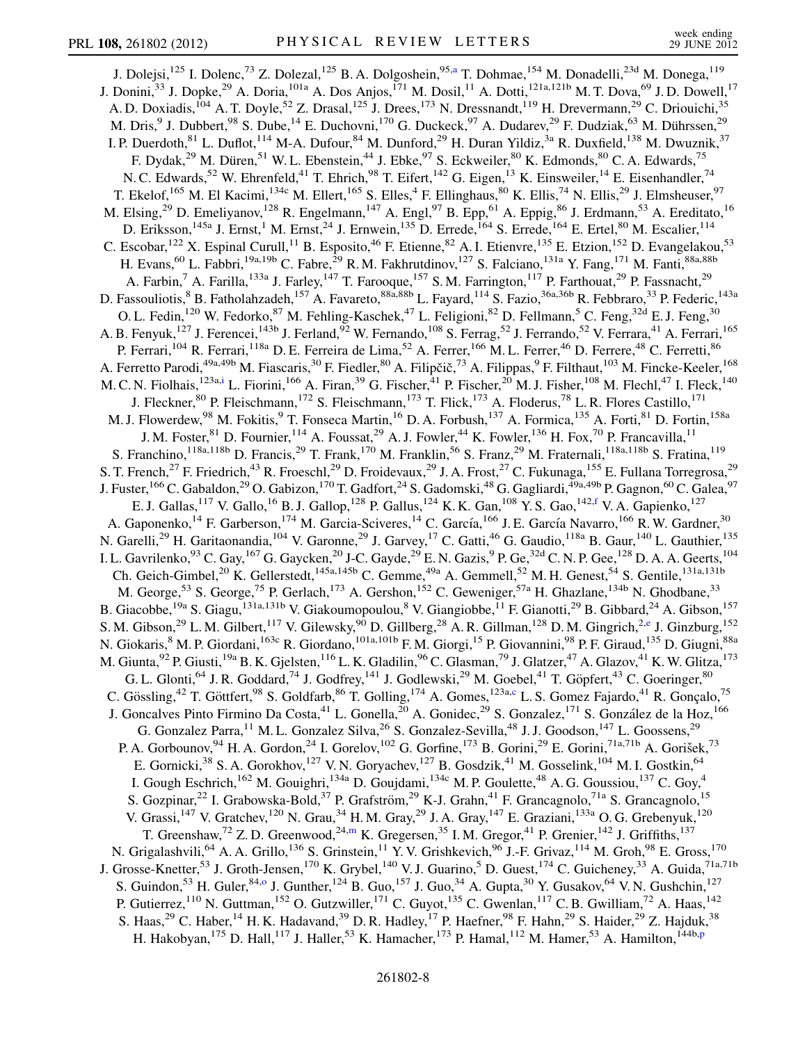J. Dolejsi,[125] I. Dolenc,[73] Z. Dolezal,[125] B. A. Dolgoshein,[95,a] T. Dohmae,[154] M. Donadelli,[23d] M. Donega,[119] J. Donini,[33] J. Dopke,[29] A. Doria,[101a] A. Dos Anjos,[171] M. Dosil,[11] A. Dotti,[121a,121b] M. T. Dova,[69] J. D. Dowell,[17] A. D. Doxiadis,[104] A. T. Doyle,[52] Z. Drasal,[125] J. Drees,[173] N. Dressnandt,[119] H. Drevermann,[29] C. Driouichi,[35] M. Dris,[9] J. Dubbert,[98] S. Dube,[14] E. Duchovni,[170] G. Duckeck,[97] A. Dudarev,[29] F. Dudziak,[63] M. Dührssen,[29] I. P. Duerdoth,[81] L. Duflot,[114] M-A. Dufour,[84] M. Dunford,[29] H. Duran Yildiz,[3a] R. Duxfield,[138] M. Dwuznik,[37] F. Dydak,[29] M. Düren,[51] W. L. Ebenstein,[44] J. Ebke,[97] S. Eckweiler,[80] K. Edmonds,[80] C. A. Edwards,[75] N. C. Edwards,[52] W. Ehrenfeld,[41] T. Ehrich,[98] T. Eifert,[142] G. Eigen,[13] K. Einsweiler,[14] E. Eisenhandler,[74] T. Ekelof,[165] M. El Kacimi,[134c] M. Ellert,[165] S. Elles,[4] F. Ellinghaus,[80] K. Ellis,[74] N. Ellis,[29] J. Elmsheuser,[97] M. Elsing,[29] D. Emeliyanov,[128] R. Engelmann,[147] A. Engl,[97] B. Epp,[61] A. Eppig,[86] J. Erdmann,[53] A. Ereditato,[16] D. Eriksson,[145a] J. Ernst,[1] M. Ernst,[24] J. Ernwein,[135] D. Errede,[164] S. Errede,[164] E. Ertel,[80] M. Escalier,[114] C. Escobar,[122] X. Espinal Curull,[11] B. Esposito,[46] F. Etienne,[82] A. I. Etienvre,[135] E. Etzion,[152] D. Evangelakou,[53] H. Evans,[60] L. Fabbri,[19a,19b] C. Fabre,[29] R. M. Fakhrutdinov,[127] S. Falciano,[131a] Y. Fang,[171] M. Fanti,[88a,88b] A. Farbin,[7] A. Farilla,[133a] J. Farley,[147] T. Farooque,[157] S. M. Farrington,[117] P. Farthouat,[29] P. Fassnacht,[29] D. Fassouliotis,[8] B. Fatholahzadeh,[157] A. Favareto,[88a,88b] L. Fayard,[114] S. Fazio,[36a,36b] R. Febbraro,[33] P. Federic,[143a] O. L. Fedin,[120] W. Fedorko,[87] M. Fehling-Kaschek,[47] L. Feligioni,[82] D. Fellmann,[5] C. Feng,[32d] E. J. Feng,[30] A. B. Fenyuk,[127] J. Ferencei,[143b] J. Ferland,[92] W. Fernando,[108] S. Ferrag,[52] J. Ferrando,[52] V. Ferrara,[41] A. Ferrari,[165] P. Ferrari,[104] R. Ferrari,[118a] D. E. Ferreira de Lima,[52] A. Ferrer,[166] M. L. Ferrer,[46] D. Ferrere,[48] C. Ferretti,[86] A. Ferretto Parodi,[49a,49b] M. Fiascaris,[30] F. Fiedler,[80] A. Filipčič,[73] A. Filippas,[9] F. Filthaut,[103] M. Fincke-Keeler,[168] M. C. N. Fiolhais,[123a,i] L. Fiorini,[166] A. Firan,[39] G. Fischer,[41] P. Fischer,[20] M. J. Fisher,[108] M. Flechl,[47] I. Fleck,[140] J. Fleckner,[80] P. Fleischmann,[172] S. Fleischmann,[173] T. Flick,[173] A. Floderus,[78] L. R. Flores Castillo,[171] M. J. Flowerdew,[98] M. Fokitis,[9] T. Fonseca Martin,[16] D. A. Forbush,[137] A. Formica,[135] A. Forti,[81] D. Fortin,[158a] J. M. Foster,[81] D. Fournier,[114] A. Foussat,[29] A. J. Fowler,[44] K. Fowler,[136] H. Fox,[70] P. Francavilla,[11] S. Franchino,[118a,118b] D. Francis,[29] T. Frank,[170] M. Franklin,[56] S. Franz,[29] M. Fraternali,[118a,118b] S. Fratina,[119] S. T. French,[27] F. Friedrich,[43] R. Froeschl,[29] D. Froidevaux,[29] J. A. Frost,[27] C. Fukunaga,[155] E. Fullana Torregrosa,[29] J. Fuster,[166] C. Gabaldon,[29] O. Gabizon,[170] T. Gadfort,[24] S. Gadomski,[48] G. Gagliardi,[49a,49b] P. Gagnon,[60] C. Galea,[97] E. J. Gallas,[117] V. Gallo,[16] B. J. Gallop,[128] P. Gallus,[124] K. K. Gan,[108] Y. S. Gao,[142,f] V. A. Gapienko,[127] A. Gaponenko,[14] F. Garberson,[174] M. Garcia-Sciveres,[14] C. García,[166] J. E. García Navarro,[166] R. W. Gardner,[30] N. Garelli,[29] H. Garitaonandia,[104] V. Garonne,[29] J. Garvey,[17] C. Gatti,[46] G. Gaudio,[118a] B. Gaur,[140] L. Gauthier,[135] I. L. Gavrilenko,[93] C. Gay,[167] G. Gaycken,[20] J-C. Gayde,[29] E. N. Gazis,[9] P. Ge,[32d] C. N. P. Gee,[128] D. A. A. Geerts,[104] Ch. Geich-Gimbel,[20] K. Gellerstedt,[145a,145b] C. Gemme,[49a] A. Gemmell,[52] M. H. Genest,[54] S. Gentile,[131a,131b] M. George,[53] S. George,[75] P. Gerlach,[173] A. Gershon,[152] C. Geweniger,[57a] H. Ghazlane,[134b] N. Ghodbane,[33] B. Giacobbe,[19a] S. Giagu,[131a,131b] V. Giakoumopoulou,[8] V. Giangiobbe,[11] F. Gianotti,[29] B. Gibbard,[24] A. Gibson,[157] S. M. Gibson,[29] L. M. Gilbert,[117] V. Gilewsky,[90] D. Gillberg,[28] A. R. Gillman,[128] D. M. Gingrich,[2,e] J. Ginzburg,[152] N. Giokaris,[8] M. P. Giordani,[163c] R. Giordano,[101a,101b] F. M. Giorgi,[15] P. Giovannini,[98] P. F. Giraud,[135] D. Giugni,[88a] M. Giunta,[92] P. Giusti,[19a] B. K. Gjelsten,[116] L. K. Gladilin,[96] C. Glasman,[79] J. Glatzer,[47] A. Glazov,[41] K. W. Glitza,[173] G. L. Glonti,[64] J. R. Goddard,[74] J. Godfrey,[141] J. Godlewski,[29] M. Goebel,[41] T. Göpfert,[43] C. Goeringer,[80] C. Gössling,[42] T. Göttfert,[98] S. Goldfarb,[86] T. Golling,[174] A. Gomes,[123a,c] L. S. Gomez Fajardo,[41] R. Gonçalo,[75] J. Goncalves Pinto Firmino Da Costa,[41] L. Gonella,[20] A. Gonidec,[29] S. Gonzalez,[171] S. González de la Hoz,[166] G. Gonzalez Parra,[11] M. L. Gonzalez Silva,[26] S. Gonzalez-Sevilla,[48] J. J. Goodson,[147] L. Goossens,[29] P. A. Gorbounov,[94] H. A. Gordon,[24] I. Gorelov,[102] G. Gorfine,[173] B. Gorini,[29] E. Gorini,[71a,71b] A. Gorišek,[73] E. Gornicki,[38] S. A. Gorokhov,[127] V. N. Goryachev,[127] B. Gosdzik,[41] M. Gosselink,[104] M. I. Gostkin,[64] I. Gough Eschrich,[162] M. Gouighri,[134a] D. Goujdami,[134c] M. P. Goulette,[48] A. G. Goussiou,[137] C. Goy,[4] S. Gozpinar,[22] I. Grabowska-Bold,[37] P. Grafström,[29] K-J. Grahn,[41] F. Grancagnolo,[71a] S. Grancagnolo,[15] V. Grassi,[147] V. Gratchev,[120] N. Grau,[34] H. M. Gray,[29] J. A. Gray,[147] E. Graziani,[133a] O. G. Grebenyuk,[120] T. Greenshaw,[72] Z. D. Greenwood,[24,m] K. Gregersen,[35] I. M. Gregor,[41] P. Grenier,[142] J. Griffiths,[137] N. Grigalashvili,[64] A. A. Grillo,[136] S. Grinstein,[11] Y. V. Grishkevich,[96] J.-F. Grivaz,[114] M. Groh,[98] E. Gross,[170] J. Grosse-Knetter,[53] J. Groth-Jensen,[170] K. Grybel,[140] V. J. Guarino,[5] D. Guest,[174] C. Guicheney,[33] A. Guida,[71a,71b] S. Guindon,[53] H. Guler,[84,o] J. Gunther,[124] B. Guo,[157] J. Guo,[34] A. Gupta,[30] Y. Gusakov,[64] V. N. Gushchin,[127] P. Gutierrez,[110] N. Guttman,[152] O. Gutzwiller,[171] C. Guyot,[135] C. Gwenlan,[117] C. B. Gwilliam,[72] A. Haas,[142] S. Haas,[29] C. Haber,[14] H. K. Hadavand,[39] D. R. Hadley,[17] P. Haefner,[98] F. Hahn,[29] S. Haider,[29] Z. Hajduk,[38] H. Hakobyan,[175] D. Hall,[117] J. Haller,[53] K. Hamacher,[173] P. Hamal,[112] M. Hamer,[53] A. Hamilton,[144b,p]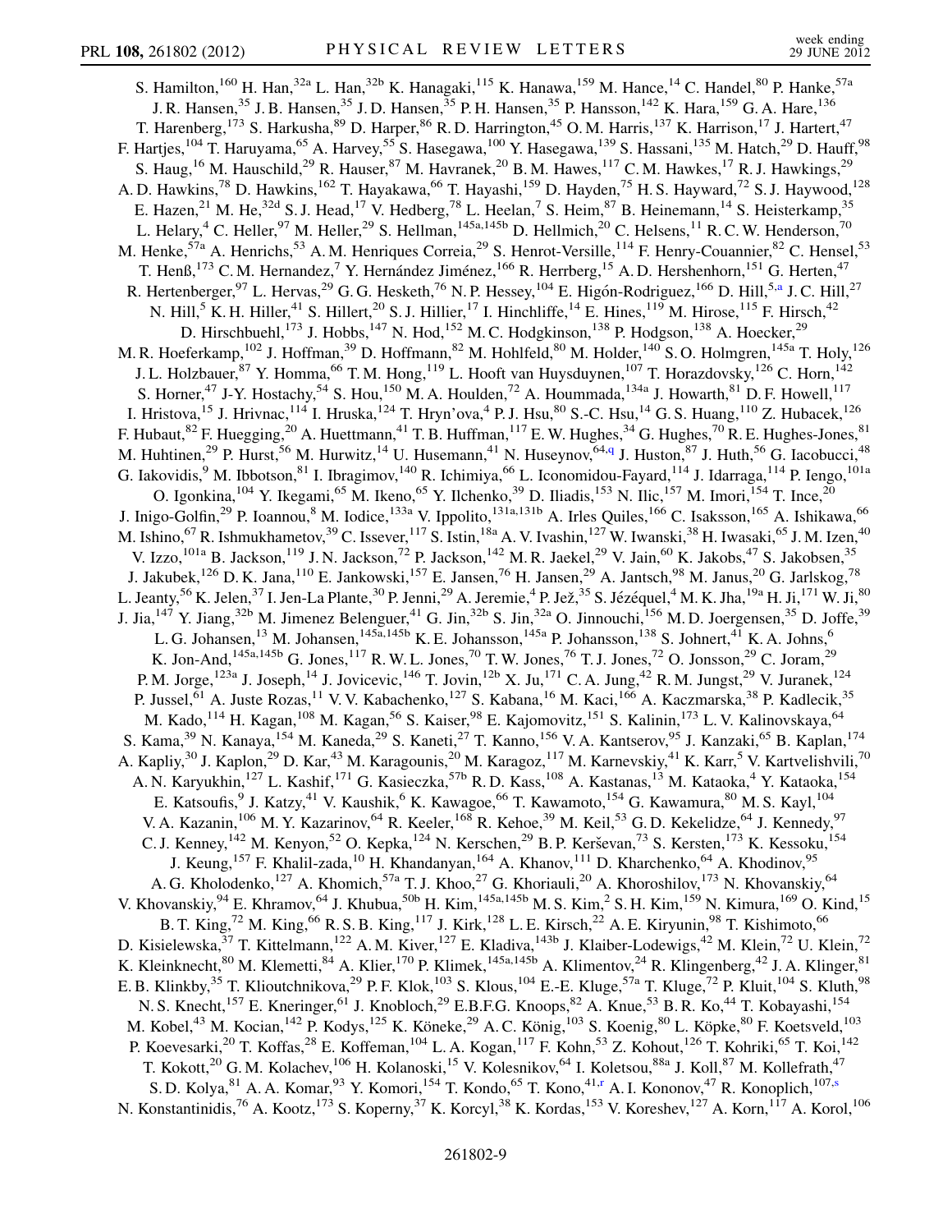S. Hamilton,[160] H. Han,[32a] L. Han,[32b] K. Hanagaki,[115] K. Hanawa,[159] M. Hance,[14] C. Handel,[80] P. Hanke,[57a] J. R. Hansen,[35] J. B. Hansen,[35] J. D. Hansen,[35] P. H. Hansen,[35] P. Hansson,[142] K. Hara,[159] G. A. Hare,[136] T. Harenberg,[173] S. Harkusha,[89] D. Harper,[86] R. D. Harrington,[45] O. M. Harris,[137] K. Harrison,[17] J. Hartert,[47] F. Hartjes,[104] T. Haruyama,[65] A. Harvey,[55] S. Hasegawa,[100] Y. Hasegawa,[139] S. Hassani,[135] M. Hatch,[29] D. Hauff,[98] S. Haug,[16] M. Hauschild,[29] R. Hauser,[87] M. Havranek,[20] B. M. Hawes,[117] C. M. Hawkes,[17] R. J. Hawkings,[29] A. D. Hawkins,[78] D. Hawkins,[162] T. Hayakawa,[66] T. Hayashi,[159] D. Hayden,[75] H. S. Hayward,[72] S. J. Haywood,[128] E. Hazen,[21] M. He,[32d] S. J. Head,[17] V. Hedberg,[78] L. Heelan,[7] S. Heim,[87] B. Heinemann,[14] S. Heisterkamp,[35] L. Helary,[4] C. Heller,[97] M. Heller,[29] S. Hellman,[145a,145b] D. Hellmich,[20] C. Helsens,[11] R. C. W. Henderson,[70] M. Henke,[57a] A. Henrichs,[53] A. M. Henriques Correia,[29] S. Henrot-Versille,[114] F. Henry-Couannier,[82] C. Hensel,[53] T. Henß,[173] C. M. Hernandez,[7] Y. Hernández Jiménez,[166] R. Herrberg,[15] A. D. Hershenhorn,[151] G. Herten,[47] R. Hertenberger,[97] L. Hervas,[29] G. G. Hesketh,[76] N. P. Hessey,[104] E. Higón-Rodriguez,[166] D. Hill,[5,a] J. C. Hill,[27] N. Hill,[5] K. H. Hiller,[41] S. Hillert,[20] S. J. Hillier,[17] I. Hinchliffe,[14] E. Hines,[119] M. Hirose,[115] F. Hirsch,[42] D. Hirschbuehl,[173] J. Hobbs,[147] N. Hod,[152] M. C. Hodgkinson,[138] P. Hodgson,[138] A. Hoecker,[29] M. R. Hoeferkamp,[102] J. Hoffman,[39] D. Hoffmann,[82] M. Hohlfeld,[80] M. Holder,[140] S. O. Holmgren,[145a] T. Holy,[126] J. L. Holzbauer,[87] Y. Homma,[66] T. M. Hong,[119] L. Hooft van Huysduynen,[107] T. Horazdovsky,[126] C. Horn,[142] S. Horner,[47] J-Y. Hostachy,[54] S. Hou,[150] M. A. Houlden,[72] A. Hoummada,[134a] J. Howarth,[81] D. F. Howell,[117] I. Hristova,[15] J. Hrivnac,[114] I. Hruska,[124] T. Hryn'ova,[4] P. J. Hsu,[80] S.-C. Hsu,[14] G. S. Huang,[110] Z. Hubacek,[126] F. Hubaut,[82] F. Huegging,[20] A. Huettmann,[41] T. B. Huffman,[117] E. W. Hughes,[34] G. Hughes,[70] R. E. Hughes-Jones,[81] M. Huhtinen,[29] P. Hurst,[56] M. Hurwitz,[14] U. Husemann,[41] N. Huseynov,[64,q] J. Huston,[87] J. Huth,[56] G. Iacobucci,[48] G. Iakovidis,[9] M. Ibbotson,[81] I. Ibragimov,[140] R. Ichimiya,[66] L. Iconomidou-Fayard,[114] J. Idarraga,[114] P. Iengo,[101a] O. Igonkina,[104] Y. Ikegami,[65] M. Ikeno,[65] Y. Ilchenko,[39] D. Iliadis,[153] N. Ilic,[157] M. Imori,[154] T. Ince,[20] J. Inigo-Golfin,[29] P. Ioannou,[8] M. Iodice,[133a] V. Ippolito,[131a,131b] A. Irles Quiles,[166] C. Isaksson,[165] A. Ishikawa,[66] M. Ishino,[67] R. Ishmukhametov,[39] C. Issever,[117] S. Istin,[18a] A. V. Ivashin,[127] W. Iwanski,[38] H. Iwasaki,[65] J. M. Izen,[40] V. Izzo,[101a] B. Jackson,[119] J. N. Jackson,[72] P. Jackson,[142] M. R. Jaekel,[29] V. Jain,[60] K. Jakobs,[47] S. Jakobsen,[35] J. Jakubek,[126] D. K. Jana,[110] E. Jankowski,[157] E. Jansen,[76] H. Jansen,[29] A. Jantsch,[98] M. Janus,[20] G. Jarlskog,[78] L. Jeanty,[56] K. Jelen,[37] I. Jen-La Plante,[30] P. Jenni,[29] A. Jeremie,[4] P. Jež,[35] S. Jézéquel,[4] M. K. Jha,[19a] H. Ji,[171] W. Ji,[80] J. Jia,[147] Y. Jiang,[32b] M. Jimenez Belenguer,[41] G. Jin,[32b] S. Jin,[32a] O. Jinnouchi,[156] M. D. Joergensen,[35] D. Joffe,[39] L. G. Johansen,[13] M. Johansen,[145a,145b] K. E. Johansson,[145a] P. Johansson,[138] S. Johnert,[41] K. A. Johns,[6] K. Jon-And,[145a,145b] G. Jones,[117] R. W. L. Jones,[70] T. W. Jones,[76] T. J. Jones,[72] O. Jonsson,[29] C. Joram,[29] P. M. Jorge,[123a] J. Joseph,[14] J. Jovicevic,[146] T. Jovin,[12b] X. Ju,[171] C. A. Jung,[42] R. M. Jungst,[29] V. Juranek,[124] P. Jussel,[61] A. Juste Rozas,[11] V. V. Kabachenko,[127] S. Kabana,[16] M. Kaci,[166] A. Kaczmarska,[38] P. Kadlecik,[35] M. Kado,[114] H. Kagan,[108] M. Kagan,[56] S. Kaiser,[98] E. Kajomovitz,[151] S. Kalinin,[173] L. V. Kalinovskaya,[64] S. Kama,[39] N. Kanaya,[154] M. Kaneda,[29] S. Kaneti,[27] T. Kanno,[156] V. A. Kantserov,[95] J. Kanzaki,[65] B. Kaplan,[174] A. Kapliy,[30] J. Kaplon,[29] D. Kar,[43] M. Karagounis,[20] M. Karagoz,[117] M. Karnevskiy,[41] K. Karr,[5] V. Kartvelishvili,[70] A. N. Karyukhin,[127] L. Kashif,[171] G. Kasieczka,[57b] R. D. Kass,[108] A. Kastanas,[13] M. Kataoka,[4] Y. Kataoka,[154] E. Katsoufis,[9] J. Katzy,[41] V. Kaushik,[6] K. Kawagoe,[66] T. Kawamoto,[154] G. Kawamura,[80] M. S. Kayl,[104] V. A. Kazanin,[106] M. Y. Kazarinov,[64] R. Keeler,[168] R. Kehoe,[39] M. Keil,[53] G. D. Kekelidze,[64] J. Kennedy,[97] C. J. Kenney,[142] M. Kenyon,[52] O. Kepka,[124] N. Kerschen,[29] B. P. Kerševan,[73] S. Kersten,[173] K. Kessoku,[154] J. Keung,[157] F. Khalil-zada,[10] H. Khandanyan,[164] A. Khanov,[111] D. Kharchenko,[64] A. Khodinov,[95] A. G. Kholodenko,[127] A. Khomich,[57a] T. J. Khoo,[27] G. Khoriauli,[20] A. Khoroshilov,[173] N. Khovanskiy,[64] V. Khovanskiy,[94] E. Khramov,[64] J. Khubua,[50b] H. Kim,[145a,145b] M. S. Kim,[2] S. H. Kim,[159] N. Kimura,[169] O. Kind,[15] B. T. King,[72] M. King,[66] R. S. B. King,[117] J. Kirk,[128] L. E. Kirsch,[22] A. E. Kiryunin,[98] T. Kishimoto,[66] D. Kisielewska,[37] T. Kittelmann,[122] A. M. Kiver,[127] E. Kladiva,[143b] J. Klaiber-Lodewigs,[42] M. Klein,[72] U. Klein,[72] K. Kleinknecht,[80] M. Klemetti,[84] A. Klier,[170] P. Klimek,[145a,145b] A. Klimentov,[24] R. Klingenberg,[42] J. A. Klinger,[81] E. B. Klinkby,[35] T. Klioutchnikova,[29] P. F. Klok,[103] S. Klous,[104] E.-E. Kluge,[57a] T. Kluge,[72] P. Kluit,[104] S. Kluth,[98] N. S. Knecht,[157] E. Kneringer,[61] J. Knobloch,[29] E.B.F.G. Knoops,[82] A. Knue,[53] B. R. Ko,[44] T. Kobayashi,[154] M. Kobel,[43] M. Kocian,[142] P. Kodys,[125] K. Köneke,[29] A. C. König,[103] S. Koenig,[80] L. Köpke,[80] F. Koetsveld,[103] P. Koevesarki,[20] T. Koffas,[28] E. Koffeman,[104] L. A. Kogan,[117] F. Kohn,[53] Z. Kohout,[126] T. Kohriki,[65] T. Koi,[142] T. Kokott,[20] G. M. Kolachev,[106] H. Kolanoski,[15] V. Kolesnikov,[64] I. Koletsou,[88a] J. Koll,[87] M. Kollefrath,[47] S. D. Kolya,[81] A. A. Komar,[93] Y. Komori,[154] T. Kondo,[65] T. Kono,[41,r] A. I. Kononov,[47] R. Konoplich,[107,s] N. Konstantinidis,[76] A. Kootz,[173] S. Koperny,[37] K. Korcyl,[38] K. Kordas,[153] V. Koreshev,[127] A. Korn,[117] A. Korol,[106]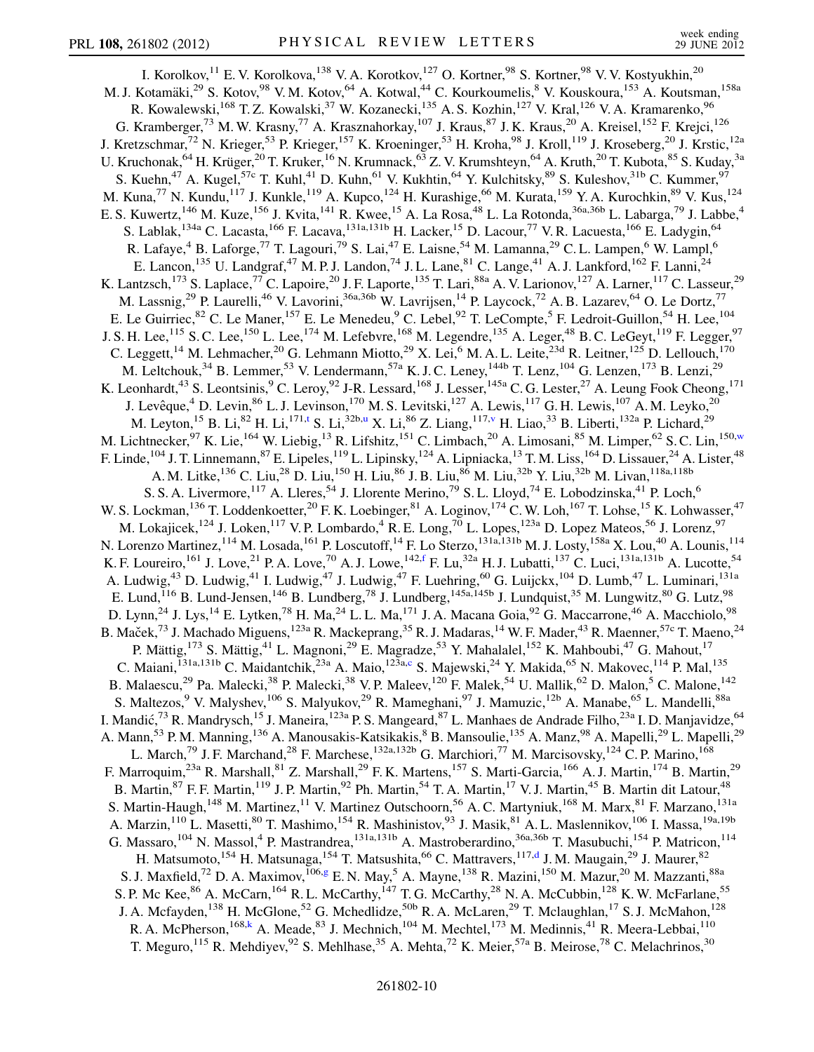I. Korolkov,[11] E. V. Korolkova,[138] V. A. Korotkov,[127] O. Kortner,[98] S. Kortner,[98] V. V. Kostyukhin,[20] M. J. Kotamäki,[29] S. Kotov,[98] V. M. Kotov,[64] A. Kotwal,[44] C. Kourkoumelis,[8] V. Kouskoura,[153] A. Koutsman,[158a] R. Kowalewski,[168] T. Z. Kowalski,[37] W. Kozanecki,[135] A. S. Kozhin,[127] V. Kral,[126] V. A. Kramarenko,[96] G. Kramberger,[73] M. W. Krasny,[77] A. Krasznahorkay,[107] J. Kraus,[87] J. K. Kraus,[20] A. Kreisel,[152] F. Krejci,[126] J. Kretzschmar,[72] N. Krieger,[53] P. Krieger,[157] K. Kroeninger,[53] H. Kroha,[98] J. Kroll,[119] J. Kroseberg,[20] J. Krstic,[12a] U. Kruchonak,[64] H. Krüger,[20] T. Kruker,[16] N. Krumnack,[63] Z. V. Krumshteyn,[64] A. Kruth,[20] T. Kubota,[85] S. Kuday,[3a] S. Kuehn,[47] A. Kugel,[57c] T. Kuhl,[41] D. Kuhn,[61] V. Kukhtin,[64] Y. Kulchitsky,[89] S. Kuleshov,[31b] C. Kummer,[97] M. Kuna,[77] N. Kundu,[117] J. Kunkle,[119] A. Kupco,[124] H. Kurashige,[66] M. Kurata,[159] Y. A. Kurochkin,[89] V. Kus,[124] E. S. Kuwertz,[146] M. Kuze,[156] J. Kvita,[141] R. Kwee,[15] A. La Rosa,[48] L. La Rotonda,[36a,36b] L. Labarga,[79] J. Labbe,[4] S. Lablak,[134a] C. Lacasta,[166] F. Lacava,[131a,131b] H. Lacker,[15] D. Lacour,[77] V. R. Lacuesta,[166] E. Ladygin,[64] R. Lafaye,[4] B. Laforge,[77] T. Lagouri,[79] S. Lai,[47] E. Laisne,[54] M. Lamanna,[29] C. L. Lampen,[6] W. Lampl,[6] E. Lancon,[135] U. Landgraf,[47] M. P. J. Landon,[74] J. L. Lane,[81] C. Lange,[41] A. J. Lankford,[162] F. Lanni,[24] K. Lantzsch,[173] S. Laplace,[77] C. Lapoire,[20] J. F. Laporte,[135] T. Lari,[88a] A. V. Larionov,[127] A. Larner,[117] C. Lasseur,[29] M. Lassnig,[29] P. Laurelli,[46] V. Lavorini,[36a,36b] W. Lavrijsen,[14] P. Laycock,[72] A. B. Lazarev,[64] O. Le Dortz,[77] E. Le Guirriec,[82] C. Le Maner,[157] E. Le Menedeu,[9] C. Lebel,[92] T. LeCompte,[5] F. Ledroit-Guillon,[54] H. Lee,[104] J. S. H. Lee,[115] S. C. Lee,[150] L. Lee,[174] M. Lefebvre,[168] M. Legendre,[135] A. Leger,[48] B. C. LeGeyt,[119] F. Legger,[97] C. Leggett,[14] M. Lehmacher,[20] G. Lehmann Miotto,[29] X. Lei,[6] M. A. L. Leite,[23d] R. Leitner,[125] D. Lellouch,[170] M. Leltchouk,[34] B. Lemmer,[53] V. Lendermann,[57a] K. J. C. Leney,[144b] T. Lenz,[104] G. Lenzen,[173] B. Lenzi,[29] K. Leonhardt,[43] S. Leontsinis,[9] C. Leroy,[92] J-R. Lessard,[168] J. Lesser,[145a] C. G. Lester,[27] A. Leung Fook Cheong,[171] J. Levêque,[4] D. Levin,[86] L. J. Levinson,[170] M. S. Levitski,[127] A. Lewis,[117] G. H. Lewis,[107] A. M. Leyko,[20] M. Leyton,[15] B. Li,[82] H. Li,[171,t] S. Li,[32b,u] X. Li,[86] Z. Liang,[117,v] H. Liao,[33] B. Liberti,[132a] P. Lichard,[29] M. Lichtnecker,[97] K. Lie,[164] W. Liebig,[13] R. Lifshitz,[151] C. Limbach,[20] A. Limosani,[85] M. Limper,[62] S. C. Lin,[150,w] F. Linde,[104] J. T. Linnemann,[87] E. Lipeles,[119] L. Lipinsky,[124] A. Lipniacka,[13] T. M. Liss,[164] D. Lissauer,[24] A. Lister,[48] A. M. Litke,[136] C. Liu,[28] D. Liu,[150] H. Liu,[86] J. B. Liu,[86] M. Liu,[32b] Y. Liu,[32b] M. Livan,[118a,118b] S. S. A. Livermore,[117] A. Lleres,[54] J. Llorente Merino,[79] S. L. Lloyd,[74] E. Lobodzinska,[41] P. Loch,[6] W. S. Lockman,[136] T. Loddenkoetter,[20] F. K. Loebinger,[81] A. Loginov,[174] C. W. Loh,[167] T. Lohse,[15] K. Lohwasser,[47] M. Lokajicek,[124] J. Loken,[117] V. P. Lombardo,[4] R. E. Long,[70] L. Lopes,[123a] D. Lopez Mateos,[56] J. Lorenz,[97] N. Lorenzo Martinez,[114] M. Losada,[161] P. Loscutoff,[14] F. Lo Sterzo,[131a,131b] M. J. Losty,[158a] X. Lou,[40] A. Lounis,[114] K. F. Loureiro,[161] J. Love,[21] P. A. Love,[70] A. J. Lowe,[142,f] F. Lu,[32a] H. J. Lubatti,[137] C. Luci,[131a,131b] A. Lucotte,[54] A. Ludwig,[43] D. Ludwig,[41] I. Ludwig,[47] J. Ludwig,[47] F. Luehring,[60] G. Luijckx,[104] D. Lumb,[47] L. Luminari,[131a] E. Lund,[116] B. Lund-Jensen,[146] B. Lundberg,[78] J. Lundberg,[145a,145b] J. Lundquist,[35] M. Lungwitz,[80] G. Lutz,[98] D. Lynn,[24] J. Lys,[14] E. Lytken,[78] H. Ma,[24] L. L. Ma,[171] J. A. Macana Goia,[92] G. Maccarrone,[46] A. Macchiolo,[98] B. Maček,[73] J. Machado Miguens,[123a] R. Mackeprang,[35] R. J. Madaras,[14] W. F. Mader,[43] R. Maenner,[57c] T. Maeno,[24] P. Mättig,[173] S. Mättig,[41] L. Magnoni,[29] E. Magradze,[53] Y. Mahalalel,[152] K. Mahboubi,[47] G. Mahout,[17] C. Maiani,[131a,131b] C. Maidantchik,[23a] A. Maio,[123a,c] S. Majewski,[24] Y. Makida,[65] N. Makovec,[114] P. Mal,[135] B. Malaescu,[29] Pa. Malecki,[38] P. Malecki,[38] V. P. Maleev,[120] F. Malek,[54] U. Mallik,[62] D. Malon,[5] C. Malone,[142] S. Maltezos,[9] V. Malyshev,[106] S. Malyukov,[29] R. Mameghani,[97] J. Mamuzic,[12b] A. Manabe,[65] L. Mandelli,[88a] I. Mandić,[73] R. Mandrysch,[15] J. Maneira,[123a] P. S. Mangeard,[87] L. Manhaes de Andrade Filho,[23a] I. D. Manjavidze,[64] A. Mann,[53] P. M. Manning,[136] A. Manousakis-Katsikakis,[8] B. Mansoulie,[135] A. Manz,[98] A. Mapelli,[29] L. Mapelli,[29] L. March,[79] J. F. Marchand,[28] F. Marchese,[132a,132b] G. Marchiori,[77] M. Marcisovsky,[124] C. P. Marino,[168] F. Marroquim,[23a] R. Marshall,[81] Z. Marshall,[29] F. K. Martens,[157] S. Marti-Garcia,[166] A. J. Martin,[174] B. Martin,[29] B. Martin,[87] F. F. Martin,[119] J. P. Martin,[92] Ph. Martin,[54] T. A. Martin,[17] V. J. Martin,[45] B. Martin dit Latour,[48] S. Martin-Haugh,[148] M. Martinez,[11] V. Martinez Outschoorn,[56] A. C. Martyniuk,[168] M. Marx,[81] F. Marzano,[131a] A. Marzin,[110] L. Masetti,[80] T. Mashimo,[154] R. Mashinistov,[93] J. Masik,[81] A. L. Maslennikov,[106] I. Massa,[19a,19b] G. Massaro,[104] N. Massol,[4] P. Mastrandrea,[131a,131b] A. Mastroberardino,[36a,36b] T. Masubuchi,[154] P. Matricon,[114] H. Matsumoto,[154] H. Matsunaga,[154] T. Matsushita,[66] C. Mattravers,[117,d] J. M. Maugain,[29] J. Maurer,[82] S. J. Maxfield,[72] D. A. Maximov,[106,g] E. N. May,[5] A. Mayne,[138] R. Mazini,[150] M. Mazur,[20] M. Mazzanti,[88a] S. P. Mc Kee,[86] A. McCarn,[164] R. L. McCarthy,[147] T. G. McCarthy,[28] N. A. McCubbin,[128] K. W. McFarlane,[55] J. A. Mcfayden,[138] H. McGlone,[52] G. Mchedlidze,[50b] R. A. McLaren,[29] T. Mclaughlan,[17] S. J. McMahon,[128] R. A. McPherson,[168,k] A. Meade,[83] J. Mechnich,[104] M. Mechtel,[173] M. Medinnis,[41] R. Meera-Lebbai,[110] T. Meguro,[115] R. Mehdiyev,[92] S. Mehlhase,[35] A. Mehta,[72] K. Meier,[57a] B. Meirose,[78] C. Melachrinos,[30]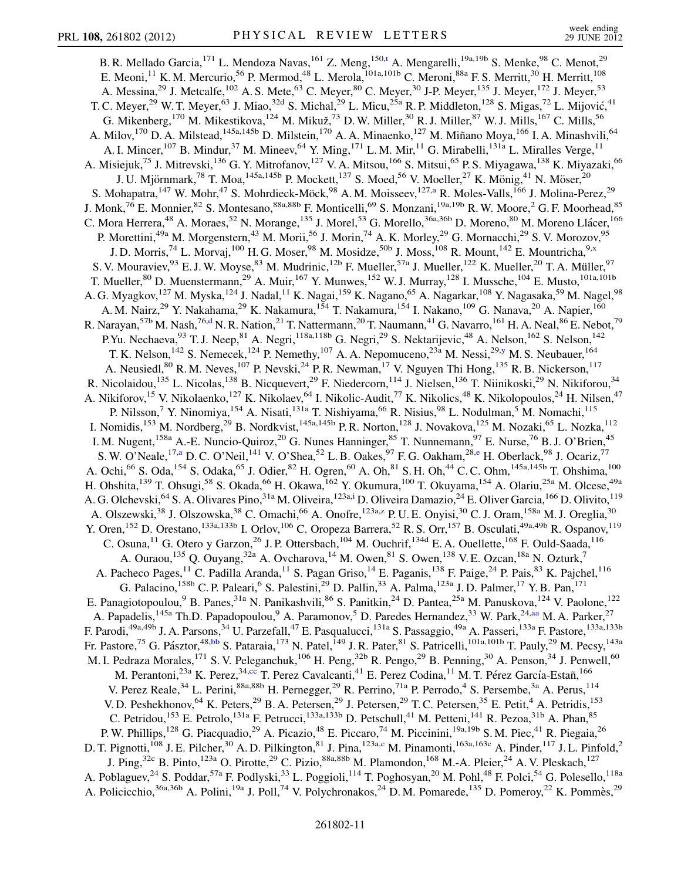B. R. Mellado Garcia,[171] L. Mendoza Navas,[161] Z. Meng,[150,t] A. Mengarelli,[19a,19b] S. Menke,[98] C. Menot,[29] E. Meoni,[11] K. M. Mercurio,[56] P. Mermod,[48] L. Merola,[101a,101b] C. Meroni,[88a] F. S. Merritt,[30] H. Merritt,[108] A. Messina,[29] J. Metcalfe,[102] A. S. Mete,[63] C. Meyer,[80] C. Meyer,[30] J-P. Meyer,[135] J. Meyer,[172] J. Meyer,[53] T. C. Meyer,[29] W. T. Meyer,[63] J. Miao,[32d] S. Michal,[29] L. Micu,[25a] R. P. Middleton,[128] S. Migas,[72] L. Mijović,[41] G. Mikenberg,[170] M. Mikestikova,[124] M. Mikuž,[73] D. W. Miller,[30] R. J. Miller,[87] W. J. Mills,[167] C. Mills,[56] A. Milov,[170] D. A. Milstead,[145a,145b] D. Milstein,[170] A. A. Minaenko,[127] M. Miñano Moya,[166] I. A. Minashvili,[64] A. I. Mincer,[107] B. Mindur,[37] M. Mineev,[64] Y. Ming,[171] L. M. Mir,[11] G. Mirabelli,[131a] L. Miralles Verge,[11] A. Misiejuk,[75] J. Mitrevski,[136] G. Y. Mitrofanov,[127] V. A. Mitsou,[166] S. Mitsui,[65] P. S. Miyagawa,[138] K. Miyazaki,[66] J. U. Mjörnmark,[78] T. Moa,[145a,145b] P. Mockett,[137] S. Moed,[56] V. Moeller,[27] K. Mönig,[41] N. Möser,[20] S. Mohapatra,[147] W. Mohr,[47] S. Mohrdieck-Möck,[98] A. M. Moisseev,[127,a] R. Moles-Valls,[166] J. Molina-Perez,[29] J. Monk,[76] E. Monnier,[82] S. Montesano,[88a,88b] F. Monticelli,[69] S. Monzani,[19a,19b] R. W. Moore,[2] G. F. Moorhead,[85] C. Mora Herrera,[48] A. Moraes,[52] N. Morange,[135] J. Morel,[53] G. Morello,[36a,36b] D. Moreno,[80] M. Moreno Llácer,[166] P. Morettini,[49a] M. Morgenstern,[43] M. Morii,[56] J. Morin,[74] A. K. Morley,[29] G. Mornacchi,[29] S. V. Morozov,[95] J. D. Morris,[74] L. Morvaj,[100] H. G. Moser,[98] M. Mosidze,[50b] J. Moss,[108] R. Mount,[142] E. Mountricha,[9,x] S. V. Mouraviev,[93] E. J. W. Moyse,[83] M. Mudrinic,[12b] F. Mueller,[57a] J. Mueller,[122] K. Mueller,[20] T. A. Müller,[97] T. Mueller,[80] D. Muenstermann,[29] A. Muir,[167] Y. Munwes,[152] W. J. Murray,[128] I. Mussche,[104] E. Musto,[101a,101b] A. G. Myagkov,[127] M. Myska,[124] J. Nadal,[11] K. Nagai,[159] K. Nagano,[65] A. Nagarkar,[108] Y. Nagasaka,[59] M. Nagel,[98] A. M. Nairz,[29] Y. Nakahama,[29] K. Nakamura,[154] T. Nakamura,[154] I. Nakano,[109] G. Nanava,[20] A. Napier,[160] R. Narayan,[57b] M. Nash,[76,d] N. R. Nation,[21] T. Nattermann,[20] T. Naumann,[41] G. Navarro,[161] H. A. Neal,[86] E. Nebot,[79] P.Yu. Nechaeva,[93] T. J. Neep,[81] A. Negri,[118a,118b] G. Negri,[29] S. Nektarijevic,[48] A. Nelson,[162] S. Nelson,[142] T. K. Nelson,[142] S. Nemecek,[124] P. Nemethy,[107] A. A. Nepomuceno,[23a] M. Nessi,[29,y] M. S. Neubauer,[164] A. Neusiedl,[80] R. M. Neves,[107] P. Nevski,[24] P. R. Newman,[17] V. Nguyen Thi Hong,[135] R. B. Nickerson,[117] R. Nicolaidou,[135] L. Nicolas,[138] B. Nicquevert,[29] F. Niedercorn,[114] J. Nielsen,[136] T. Niinikoski,[29] N. Nikiforou,[34] A. Nikiforov,[15] V. Nikolaenko,[127] K. Nikolaev,[64] I. Nikolic-Audit,[77] K. Nikolics,[48] K. Nikolopoulos,[24] H. Nilsen,[47] P. Nilsson,[7] Y. Ninomiya,[154] A. Nisati,[131a] T. Nishiyama,[66] R. Nisius,[98] L. Nodulman,[5] M. Nomachi,[115] I. Nomidis,[153] M. Nordberg,[29] B. Nordkvist,[145a,145b] P. R. Norton,[128] J. Novakova,[125] M. Nozaki,[65] L. Nozka,[112] I. M. Nugent,[158a] A.-E. Nuncio-Quiroz,[20] G. Nunes Hanninger,[85] T. Nunnemann,[97] E. Nurse,[76] B. J. O'Brien,[45] S. W. O'Neale,[17,a] D. C. O'Neil,[141] V. O'Shea,[52] L. B. Oakes,[97] F. G. Oakham,[28,e] H. Oberlack,[98] J. Ocariz,[77] A. Ochi,[66] S. Oda,[154] S. Odaka,[65] J. Odier,[82] H. Ogren,[60] A. Oh,[81] S. H. Oh,[44] C. C. Ohm,[145a,145b] T. Ohshima,[100] H. Ohshita,[139] T. Ohsugi,[58] S. Okada,[66] H. Okawa,[162] Y. Okumura,[100] T. Okuyama,[154] A. Olariu,[25a] M. Olcese,[49a] A. G. Olchevski,[64] S. A. Olivares Pino,[31a] M. Oliveira,[123a,i] D. Oliveira Damazio,[24] E. Oliver Garcia,[166] D. Olivito,[119] A. Olszewski,[38] J. Olszowska,[38] C. Omachi,[66] A. Onofre,[123a,z] P. U. E. Onyisi,[30] C. J. Oram,[158a] M. J. Oreglia,[30] Y. Oren,[152] D. Orestano,[133a,133b] I. Orlov,[106] C. Oropeza Barrera,[52] R. S. Orr,[157] B. Osculati,[49a,49b] R. Ospanov,[119] C. Osuna,[11] G. Otero y Garzon,[26] J. P. Ottersbach,[104] M. Ouchrif,[134d] E. A. Ouellette,[168] F. Ould-Saada,[116] A. Ouraou,[135] Q. Ouyang,[32a] A. Ovcharova,[14] M. Owen,[81] S. Owen,[138] V. E. Ozcan,[18a] N. Ozturk,[7] A. Pacheco Pages,[11] C. Padilla Aranda,[11] S. Pagan Griso,[14] E. Paganis,[138] F. Paige,[24] P. Pais,[83] K. Pajchel,[116] G. Palacino,[158b] C. P. Paleari,[6] S. Palestini,[29] D. Pallin,[33] A. Palma,[123a] J. D. Palmer,[17] Y. B. Pan,[171] E. Panagiotopoulou,[9] B. Panes,[31a] N. Panikashvili,[86] S. Panitkin,[24] D. Pantea,[25a] M. Panuskova,[124] V. Paolone,[122] A. Papadelis,[145a] Th.D. Papadopoulou,[9] A. Paramonov,[5] D. Paredes Hernandez,[33] W. Park,[24,aa] M. A. Parker,[27] F. Parodi,[49a,49b] J. A. Parsons,[34] U. Parzefall,[47] E. Pasqualucci,[131a] S. Passaggio,[49a] A. Passeri,[133a] F. Pastore,[133a,133b] Fr. Pastore,[75] G. Pásztor,[48,bb] S. Pataraia,[173] N. Patel,[149] J. R. Pater,[81] S. Patricelli,[101a,101b] T. Pauly,[29] M. Pecsy,[143a] M. I. Pedraza Morales,[171] S. V. Peleganchuk,[106] H. Peng,[32b] R. Pengo,[29] B. Penning,[30] A. Penson,[34] J. Penwell,[60] M. Perantoni,[23a] K. Perez,[34,cc] T. Perez Cavalcanti,[41] E. Perez Codina,[11] M. T. Pérez García-Estañ,[166] V. Perez Reale,[34] L. Perini,[88a,88b] H. Pernegger,[29] R. Perrino,[71a] P. Perrodo,[4] S. Persembe,[3a] A. Perus,[114] V. D. Peshekhonov,[64] K. Peters,[29] B. A. Petersen,[29] J. Petersen,[29] T. C. Petersen,[35] E. Petit,[4] A. Petridis,[153] C. Petridou,[153] E. Petrolo,[131a] F. Petrucci,[133a,133b] D. Petschull,[41] M. Petteni,[141] R. Pezoa,[31b] A. Phan,[85] P. W. Phillips,[128] G. Piacquadio,[29] A. Picazio,[48] E. Piccaro,[74] M. Piccinini,[19a,19b] S. M. Piec,[41] R. Piegaia,[26] D. T. Pignotti,[108] J. E. Pilcher,[30] A. D. Pilkington,[81] J. Pina,[123a,c] M. Pinamonti,[163a,163c] A. Pinder,[117] J. L. Pinfold,[2] J. Ping,[32c] B. Pinto,[123a] O. Pirotte,[29] C. Pizio,[88a,88b] M. Plamondon,[168] M.-A. Pleier,[24] A. V. Pleskach,[127] A. Poblaguev,[24] S. Poddar,[57a] F. Podlyski,[33] L. Poggioli,[114] T. Poghosyan,[20] M. Pohl,[48] F. Polci,[54] G. Polesello,[118a] A. Policicchio,[36a,36b] A. Polini,[19a] J. Poll,[74] V. Polychronakos,[24] D. M. Pomarede,[135] D. Pomeroy,[22] K. Pommès,[29]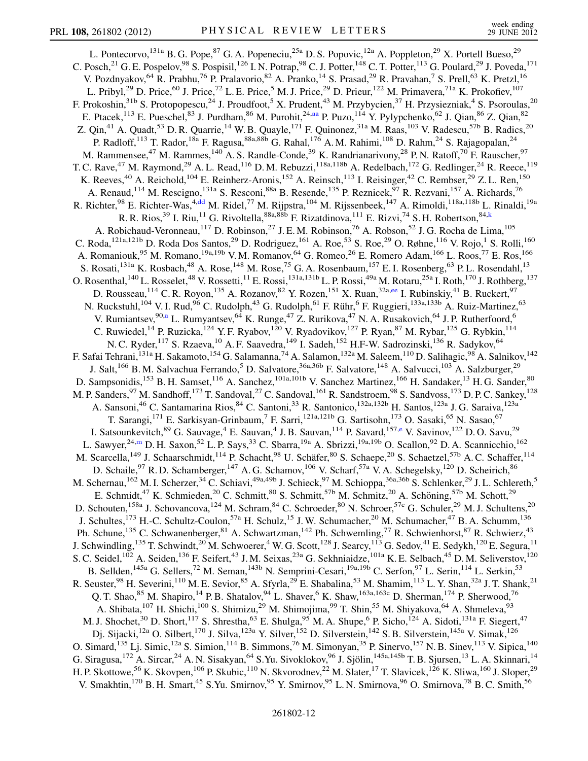L. Pontecorvo,[131a] B. G. Pope,[87] G. A. Popeneciu,[25a] D. S. Popovic,[12a] A. Poppleton,[29] X. Portell Bueso,[29] C. Posch,[21] G. E. Pospelov,[98] S. Pospisil,[126] I. N. Potrap,[98] C. J. Potter,[148] C. T. Potter,[113] G. Poulard,[29] J. Poveda,[171] V. Pozdnyakov,[64] R. Prabhu,[76] P. Pralavorio,[82] A. Pranko,[14] S. Prasad,[29] R. Pravahan,[7] S. Prell,[63] K. Pretzl,[16] L. Pribyl,[29] D. Price,[60] J. Price,[72] L. E. Price,[5] M. J. Price,[29] D. Prieur,[122] M. Primavera,[71a] K. Prokofiev,[107] F. Prokoshin,[31b] S. Protopopescu,[24] J. Proudfoot,[5] X. Prudent,[43] M. Przybycien,[37] H. Przysiezniak,[4] S. Psoroulas,[20] E. Ptacek,[113] E. Pueschel,[83] J. Purdham,[86] M. Purohit,[24,aa] P. Puzo,[114] Y. Pylypchenko,[62] J. Qian,[86] Z. Qian,[82] Z. Qin,[41] A. Quadt,[53] D. R. Quarrie,[14] W. B. Quayle,[171] F. Quinonez,[31a] M. Raas,[103] V. Radescu,[57b] B. Radics,[20] P. Radloff,[113] T. Rador,[18a] F. Ragusa,[88a,88b] G. Rahal,[176] A. M. Rahimi,[108] D. Rahm,[24] S. Rajagopalan,[24] M. Rammensee,[47] M. Rammes,[140] A. S. Randle-Conde,[39] K. Randrianarivony,[28] P. N. Ratoff,[70] F. Rauscher,[97] T. C. Rave,[47] M. Raymond,[29] A. L. Read,[116] D. M. Rebuzzi,[118a,118b] A. Redelbach,[172] G. Redlinger,[24] R. Reece,[119] K. Reeves,[40] A. Reichold,[104] E. Reinherz-Aronis,[152] A. Reinsch,[113] I. Reisinger,[42] C. Rembser,[29] Z. L. Ren,[150] A. Renaud,[114] M. Rescigno,[131a] S. Resconi,[88a] B. Resende,[135] P. Reznicek,[97] R. Rezvani,[157] A. Richards,[76] R. Richter,[98] E. Richter-Was,[4,dd] M. Ridel,[77] M. Rijpstra,[104] M. Rijssenbeek,[147] A. Rimoldi,[118a,118b] L. Rinaldi,[19a] R. R. Rios,[39] I. Riu,[11] G. Rivoltella,[88a,88b] F. Rizatdinova,[111] E. Rizvi,[74] S. H. Robertson,[84,k] A. Robichaud-Veronneau,[117] D. Robinson,[27] J. E. M. Robinson,[76] A. Robson,[52] J. G. Rocha de Lima,[105] C. Roda,[121a,121b] D. Roda Dos Santos,[29] D. Rodriguez,[161] A. Roe,[53] S. Roe,[29] O. Røhne,[116] V. Rojo,[1] S. Rolli,[160] A. Romaniouk,[95] M. Romano,[19a,19b] V. M. Romanov,[64] G. Romeo,[26] E. Romero Adam,[166] L. Roos,[77] E. Ros,[166] S. Rosati,[131a] K. Rosbach,[48] A. Rose,[148] M. Rose,[75] G. A. Rosenbaum,[157] E. I. Rosenberg,[63] P. L. Rosendahl,[13] O. Rosenthal,[140] L. Rosselet,[48] V. Rossetti,[11] E. Rossi,[131a,131b] L. P. Rossi,[49a] M. Rotaru,[25a] I. Roth,[170] J. Rothberg,[137] D. Rousseau,[114] C. R. Royon,[135] A. Rozanov,[82] Y. Rozen,[151] X. Ruan,[32a,ee] I. Rubinskiy,[41] B. Ruckert,[97] N. Ruckstuhl,[104] V. I. Rud,[96] C. Rudolph,[43] G. Rudolph,[61] F. Rühr,[6] F. Ruggieri,[133a,133b] A. Ruiz-Martinez,[63] V. Rumiantsev,[90,a] L. Rumyantsev,[64] K. Runge,[47] Z. Rurikova,[47] N. A. Rusakovich,[64] J. P. Rutherfoord,[6] C. Ruwiedel,[14] P. Ruzicka,[124] Y. F. Ryabov,[120] V. Ryadovikov,[127] P. Ryan,[87] M. Rybar,[125] G. Rybkin,[114] N. C. Ryder,[117] S. Rzaeva,[10] A. F. Saavedra,[149] I. Sadeh,[152] H.F-W. Sadrozinski,[136] R. Sadykov,[64] F. Safai Tehrani,[131a] H. Sakamoto,[154] G. Salamanna,[74] A. Salamon,[132a] M. Saleem,[110] D. Salihagic,[98] A. Salnikov,[142] J. Salt,[166] B. M. Salvachua Ferrando,[5] D. Salvatore,[36a,36b] F. Salvatore,[148] A. Salvucci,[103] A. Salzburger,[29] D. Sampsonidis,[153] B. H. Samset,[116] A. Sanchez,[101a,101b] V. Sanchez Martinez,[166] H. Sandaker,[13] H. G. Sander,[80] M. P. Sanders,[97] M. Sandhoff,[173] T. Sandoval,[27] C. Sandoval,[161] R. Sandstroem,[98] S. Sandvoss,[173] D. P. C. Sankey,[128] A. Sansoni,[46] C. Santamarina Rios,[84] C. Santoni,[33] R. Santonico,[132a,132b] H. Santos,[123a] J. G. Saraiva,[123a] T. Sarangi,[171] E. Sarkisyan-Grinbaum,[7] F. Sarri,[121a,121b] G. Sartisohn,[173] O. Sasaki,[65] N. Sasao,[67] I. Satsounkevitch,[89] G. Sauvage,[4] E. Sauvan,[4] J. B. Sauvan,[114] P. Savard,[157,e] V. Savinov,[122] D. O. Savu,[29] L. Sawyer,[24,m] D. H. Saxon,[52] L. P. Says,[33] C. Sbarra,[19a] A. Sbrizzi,[19a,19b] O. Scallon,[92] D. A. Scannicchio,[162] M. Scarcella,[149] J. Schaarschmidt,[114] P. Schacht,[98] U. Schäfer,[80] S. Schaepe,[20] S. Schaetzel,[57b] A. C. Schaffer,[114] D. Schaile,[97] R. D. Schamberger,[147] A. G. Schamov,[106] V. Scharf,[57a] V. A. Schegelsky,[120] D. Scheirich,[86] M. Schernau,[162] M. I. Scherzer,[34] C. Schiavi,[49a,49b] J. Schieck,[97] M. Schioppa,[36a,36b] S. Schlenker,[29] J. L. Schlereth,[5] E. Schmidt,[47] K. Schmieden,[20] C. Schmitt,[80] S. Schmitt,[57b] M. Schmitz,[20] A. Schöning,[57b] M. Schott,[29] D. Schouten,[158a] J. Schovancova,[124] M. Schram,[84] C. Schroeder,[80] N. Schroer,[57c] G. Schuler,[29] M. J. Schultens,[20] J. Schultes,[173] H.-C. Schultz-Coulon,[57a] H. Schulz,[15] J. W. Schumacher,[20] M. Schumacher,[47] B. A. Schumm,[136] Ph. Schune,[135] C. Schwanenberger,[81] A. Schwartzman,[142] Ph. Schwemling,[77] R. Schwienhorst,[87] R. Schwierz,[43] J. Schwindling,[135] T. Schwindt,[20] M. Schwoerer,[4] W. G. Scott,[128] J. Searcy,[113] G. Sedov,[41] E. Sedykh,[120] E. Segura,[11] S. C. Seidel,[102] A. Seiden,[136] F. Seifert,[43] J. M. Seixas,[23a] G. Sekhniaidze,[101a] K. E. Selbach,[45] D. M. Seliverstov,[120] B. Sellden,[145a] G. Sellers,[72] M. Seman,[143b] N. Semprini-Cesari,[19a,19b] C. Serfon,[97] L. Serin,[114] L. Serkin,[53] R. Seuster,[98] H. Severini,[110] M. E. Sevior,[85] A. Sfyrla,[29] E. Shabalina,[53] M. Shamim,[113] L. Y. Shan,[32a] J. T. Shank,[21] Q. T. Shao,[85] M. Shapiro,[14] P. B. Shatalov,[94] L. Shaver,[6] K. Shaw,[163a,163c] D. Sherman,[174] P. Sherwood,[76] A. Shibata,[107] H. Shichi,[100] S. Shimizu,[29] M. Shimojima,[99] T. Shin,[55] M. Shiyakova,[64] A. Shmeleva,[93] M. J. Shochet,[30] D. Short,[117] S. Shrestha,[63] E. Shulga,[95] M. A. Shupe,[6] P. Sicho,[124] A. Sidoti,[131a] F. Siegert,[47] Dj. Sijacki,[12a] O. Silbert,[170] J. Silva,[123a] Y. Silver,[152] D. Silverstein,[142] S. B. Silverstein,[145a] V. Simak,[126] O. Simard,[135] Lj. Simic,[12a] S. Simion,[114] B. Simmons,[76] M. Simonyan,[35] P. Sinervo,[157] N. B. Sinev,[113] V. Sipica,[140] G. Siragusa,[172] A. Sircar,[24] A. N. Sisakyan,[64] S.Yu. Sivoklokov,[96] J. Sjölin,[145a,145b] T. B. Sjursen,[13] L. A. Skinnari,[14] H. P. Skottowe,[56] K. Skovpen,[106] P. Skubic,[110] N. Skvorodnev,[22] M. Slater,[17] T. Slavicek,[126] K. Sliwa,[160] J. Sloper,[29] V. Smakhtin,[170] B. H. Smart,[45] S.Yu. Smirnov,[95] Y. Smirnov,[95] L. N. Smirnova,[96] O. Smirnova,[78] B. C. Smith,[56]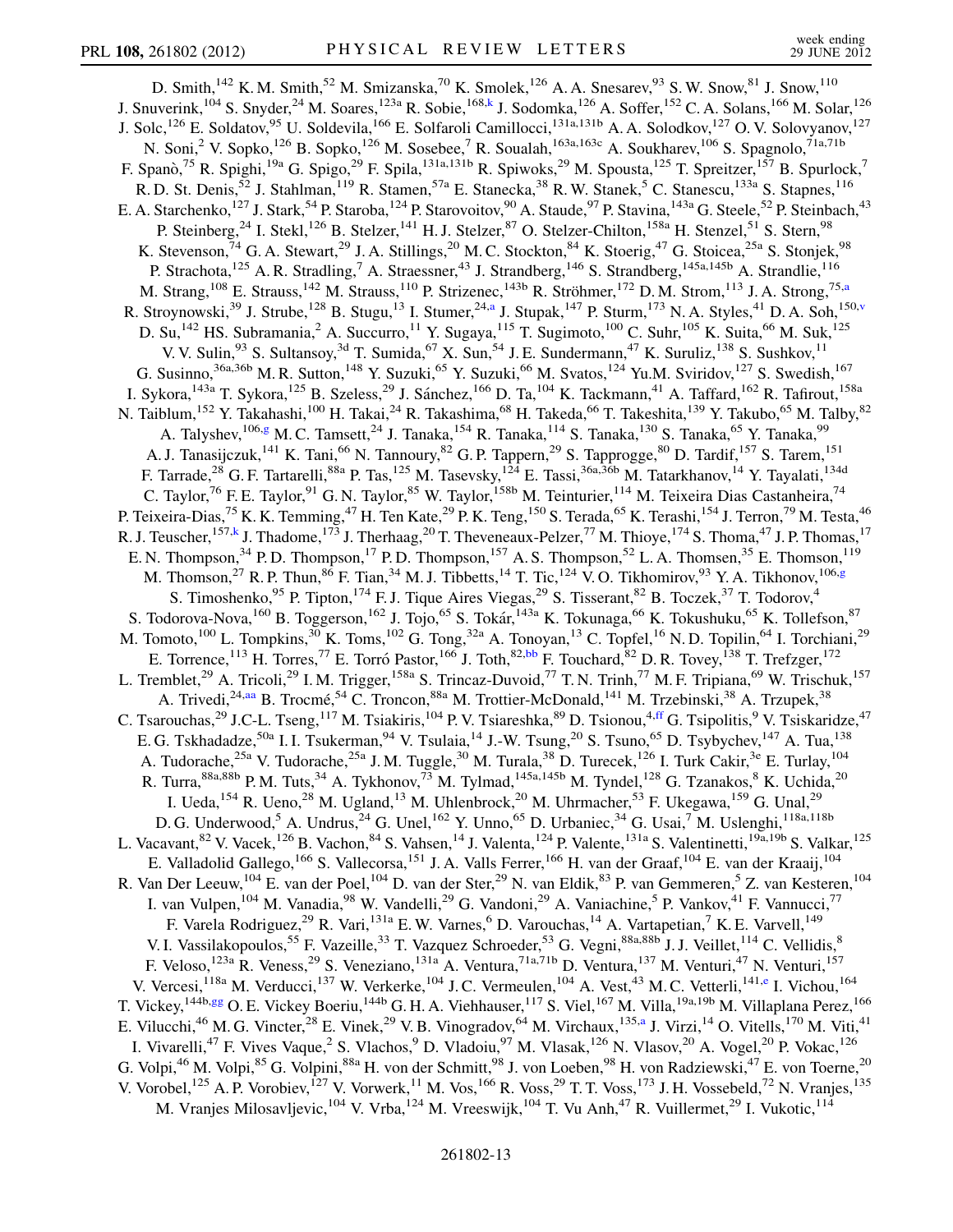D. Smith,[142] K. M. Smith,[52] M. Smizanska,[70] K. Smolek,[126] A. A. Snesarev,[93] S. W. Snow,[81] J. Snow,[110] J. Snuverink,[104] S. Snyder,[24] M. Soares,[123a] R. Sobie,[168,k] J. Sodomka,[126] A. Soffer,[152] C. A. Solans,[166] M. Solar,[126] J. Solc,[126] E. Soldatov,[95] U. Soldevila,[166] E. Solfaroli Camillocci,[131a,131b] A. A. Solodkov,[127] O. V. Solovyanov,[127] N. Soni,[2] V. Sopko,[126] B. Sopko,[126] M. Sosebee,[7] R. Soualah,[163a,163c] A. Soukharev,[106] S. Spagnolo,[71a,71b] F. Spanò,[75] R. Spighi,[19a] G. Spigo,[29] F. Spila,[131a,131b] R. Spiwoks,[29] M. Spousta,[125] T. Spreitzer,[157] B. Spurlock,[7] R. D. St. Denis,[52] J. Stahlman,[119] R. Stamen,[57a] E. Stanecka,[38] R. W. Stanek,[5] C. Stanescu,[133a] S. Stapnes,[116] E. A. Starchenko,[127] J. Stark,[54] P. Staroba,[124] P. Starovoitov,[90] A. Staude,[97] P. Stavina,[143a] G. Steele,[52] P. Steinbach,[43] P. Steinberg,[24] I. Stekl,[126] B. Stelzer,[141] H. J. Stelzer,[87] O. Stelzer-Chilton,[158a] H. Stenzel,[51] S. Stern,[98] K. Stevenson,[74] G. A. Stewart,[29] J. A. Stillings,[20] M. C. Stockton,[84] K. Stoerig,[47] G. Stoicea,[25a] S. Stonjek,[98] P. Strachota,[125] A. R. Stradling,[7] A. Straessner,[43] J. Strandberg,[146] S. Strandberg,[145a,145b] A. Strandlie,[116] M. Strang,[108] E. Strauss,[142] M. Strauss,[110] P. Strizenec,[143b] R. Ströhmer,[172] D. M. Strom,[113] J. A. Strong,[75,a] R. Stroynowski,[39] J. Strube,[128] B. Stugu,[13] I. Stumer,[24,a] J. Stupak,[147] P. Sturm,[173] N. A. Styles,[41] D. A. Soh,[150,v] D. Su,[142] HS. Subramania,[2] A. Succurro,[11] Y. Sugaya,[115] T. Sugimoto,[100] C. Suhr,[105] K. Suita,[66] M. Suk,[125] V. V. Sulin,[93] S. Sultansoy,[3d] T. Sumida,[67] X. Sun,[54] J. E. Sundermann,[47] K. Suruliz,[138] S. Sushkov,[11] G. Susinno,[36a,36b] M. R. Sutton,[148] Y. Suzuki,[65] Y. Suzuki,[66] M. Svatos,[124] Yu. M. Sviridov,[127] S. Swedish,[167] I. Sykora,[143a] T. Sykora,[125] B. Szeless,[29] J. Sánchez,[166] D. Ta,[104] K. Tackmann,[41] A. Taffard,[162] R. Tafirout,[158a] N. Taiblum,[152] Y. Takahashi,[100] H. Takai,[24] R. Takashima,[68] H. Takeda,[66] T. Takeshita,[139] Y. Takubo,[65] M. Talby,[82] A. Talyshev,[106,g] M. C. Tamsett,[24] J. Tanaka,[154] R. Tanaka,[114] S. Tanaka,[130] S. Tanaka,[65] Y. Tanaka,[99] A. J. Tanasijczuk,[141] K. Tani,[66] N. Tannoury,[82] G. P. Tappern,[29] S. Tapprogge,[80] D. Tardif,[157] S. Tarem,[151] F. Tarrade,[28] G. F. Tartarelli,[88a] P. Tas,[125] M. Tasevsky,[124] E. Tassi,[36a,36b] M. Tatarkhanov,[14] Y. Tayalati,[134d] C. Taylor,[76] F. E. Taylor,[91] G. N. Taylor,[85] W. Taylor,[158b] M. Teinturier,[114] M. Teixeira Dias Castanheira,[74] P. Teixeira-Dias,[75] K. K. Temming,[47] H. Ten Kate,[29] P. K. Teng,[150] S. Terada,[65] K. Terashi,[154] J. Terron,[79] M. Testa,[46] R. J. Teuscher,[157,k] J. Thadome,[173] J. Therhaag,[20] T. Theveneaux-Pelzer,[77] M. Thioye,[174] S. Thoma,[47] J. P. Thomas,[17] E. N. Thompson,[34] P. D. Thompson,[17] P. D. Thompson,[157] A. S. Thompson,[52] L. A. Thomsen,[35] E. Thomson,[119] M. Thomson,[27] R. P. Thun,[86] F. Tian,[34] M. J. Tibbetts,[14] T. Tic,[124] V. O. Tikhomirov,[93] Y. A. Tikhonov,[106,g] S. Timoshenko,[95] P. Tipton,[174] F. J. Tique Aires Viegas,[29] S. Tisserant,[82] B. Toczek,[37] T. Todorov,[4] S. Todorova-Nova,[160] B. Toggerson,[162] J. Tojo,[65] S. Tokár,[143a] K. Tokunaga,[66] K. Tokushuku,[65] K. Tollefson,[87] M. Tomoto,[100] L. Tompkins,[30] K. Toms,[102] G. Tong,[32a] A. Tonoyan,[13] C. Topfel,[16] N. D. Topilin,[64] I. Torchiani,[29] E. Torrence,[113] H. Torres,[77] E. Torró Pastor,[166] J. Toth,[82,bb] F. Touchard,[82] D. R. Tovey,[138] T. Trefzger,[172] L. Tremblet,[29] A. Tricoli,[29] I. M. Trigger,[158a] S. Trincaz-Duvoid,[77] T. N. Trinh,[77] M. F. Tripiana,[69] W. Trischuk,[157] A. Trivedi,[24,aa] B. Trocmé,[54] C. Troncon,[88a] M. Trottier-McDonald,[141] M. Trzebinski,[38] A. Trzupek,[38] C. Tsarouchas,[29] J.C-L. Tseng,[117] M. Tsiakiris,[104] P. V. Tsiareshka,[89] D. Tsionou,[4,ff] G. Tsipolitis,[9] V. Tsiskaridze,[47] E. G. Tskhadadze,[50a] I. I. Tsukerman,[94] V. Tsulaia,[14] J.-W. Tsung,[20] S. Tsuno,[65] D. Tsybychev,[147] A. Tua,[138] A. Tudorache,[25a] V. Tudorache,[25a] J. M. Tuggle,[30] M. Turala,[38] D. Turecek,[126] I. Turk Cakir,[3e] E. Turlay,[104] R. Turra,[88a,88b] P. M. Tuts,[34] A. Tykhonov,[73] M. Tylmad,[145a,145b] M. Tyndel,[128] G. Tzanakos,[8] K. Uchida,[20] I. Ueda,[154] R. Ueno,[28] M. Ugland,[13] M. Uhlenbrock,[20] M. Uhrmacher,[53] F. Ukegawa,[159] G. Unal,[29] D. G. Underwood,[5] A. Undrus,[24] G. Unel,[162] Y. Unno,[65] D. Urbaniec,[34] G. Usai,[7] M. Uslenghi,[118a,118b] L. Vacavant,[82] V. Vacek,[126] B. Vachon,[84] S. Vahsen,[14] J. Valenta,[124] P. Valente,[131a] S. Valentinetti,[19a,19b] S. Valkar,[125] E. Valladolid Gallego,[166] S. Vallecorsa,[151] J. A. Valls Ferrer,[166] H. van der Graaf,[104] E. van der Kraaij,[104] R. Van Der Leeuw,[104] E. van der Poel,[104] D. van der Ster,[29] N. van Eldik,[83] P. van Gemmeren,[5] Z. van Kesteren,[104] I. van Vulpen,[104] M. Vanadia,[98] W. Vandelli,[29] G. Vandoni,[29] A. Vaniachine,[5] P. Vankov,[41] F. Vannucci,[77] F. Varela Rodriguez,[29] R. Vari,[131a] E. W. Varnes,[6] D. Varouchas,[14] A. Vartapetian,[7] K. E. Varvell,[149] V. I. Vassilakopoulos,[55] F. Vazeille,[33] T. Vazquez Schroeder,[53] G. Vegni,[88a,88b] J. J. Veillet,[114] C. Vellidis,[8] F. Veloso,[123a] R. Veness,[29] S. Veneziano,[131a] A. Ventura,[71a,71b] D. Ventura,[137] M. Venturi,[47] N. Venturi,[157] V. Vercesi,[118a] M. Verducci,[137] W. Verkerke,[104] J. C. Vermeulen,[104] A. Vest,[43] M. C. Vetterli,[141,e] I. Vichou,[164] T. Vickey,[144b,gg] O. E. Vickey Boeriu,[144b] G. H. A. Viehhauser,[117] S. Viel,[167] M. Villa,[19a,19b] M. Villaplana Perez,[166] E. Vilucchi,[46] M. G. Vincter,[28] E. Vinek,[29] V. B. Vinogradov,[64] M. Virchaux,[135,a] J. Virzi,[14] O. Vitells,[170] M. Viti,[41] I. Vivarelli,[47] F. Vives Vaque,[2] S. Vlachos,[9] D. Vladoiu,[97] M. Vlasak,[126] N. Vlasov,[20] A. Vogel,[20] P. Vokac,[126] G. Volpi,[46] M. Volpi,[85] G. Volpini,[88a] H. von der Schmitt,[98] J. von Loeben,[98] H. von Radziewski,[47] E. von Toerne,[20] V. Vorobel,[125] A. P. Vorobiev,[127] V. Vorwerk,[11] M. Vos,[166] R. Voss,[29] T. T. Voss,[173] J. H. Vossebeld,[72] N. Vranjes,[135] M. Vranjes Milosavljevic,[104] V. Vrba,[124] M. Vreeswijk,[104] T. Vu Anh,[47] R. Vuillermet,[29] I. Vukotic,[114]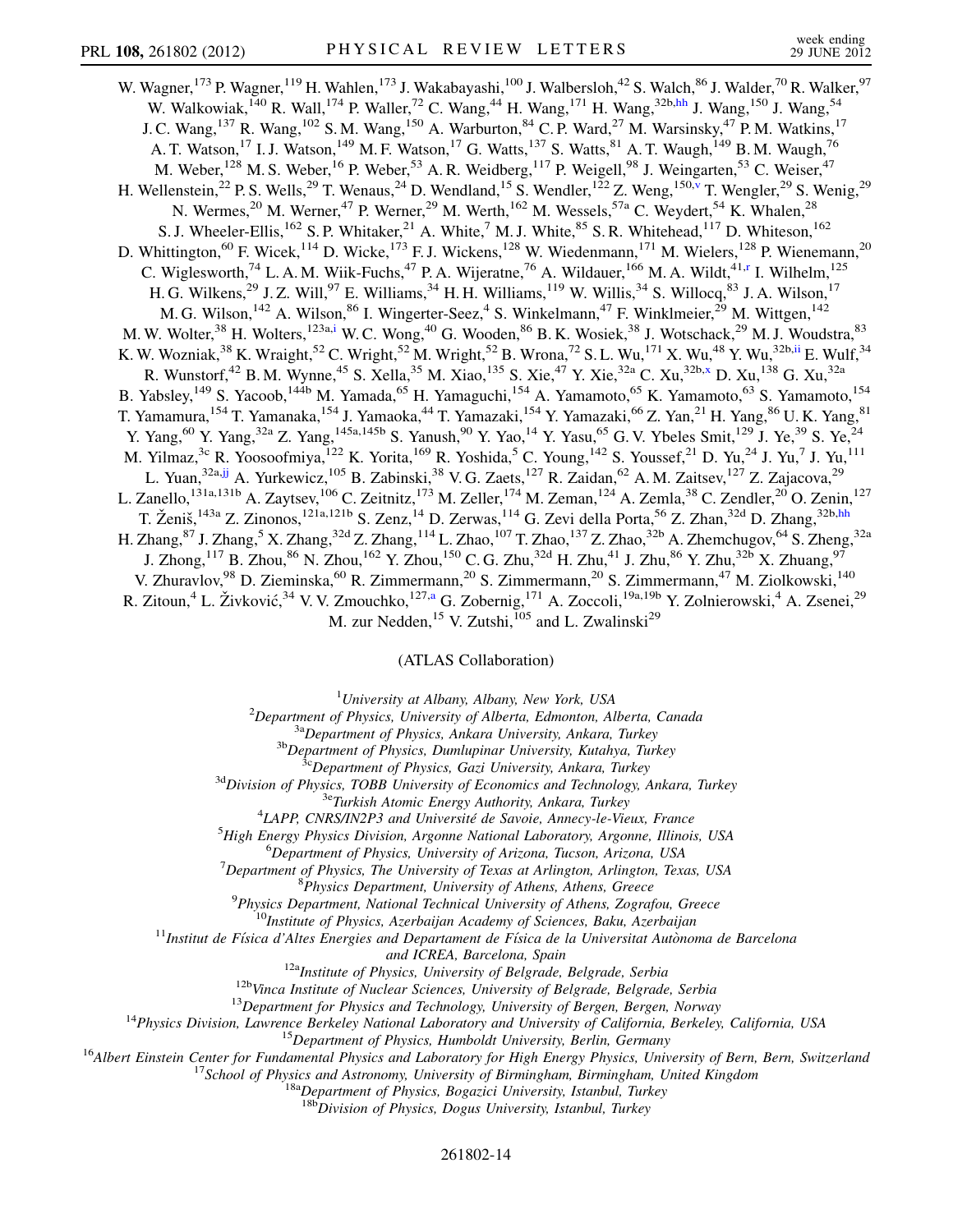W. Wagner,[173] P. Wagner,[119] H. Wahlen,[173] J. Wakabayashi,[100] J. Walbersloh,[42] S. Walch,[86] J. Walder,[70] R. Walker,[97] W. Walkowiak,[140] R. Wall,[174] P. Waller,[72] C. Wang,[44] H. Wang,[171] H. Wang,[32b,hh] J. Wang,[150] J. Wang,[54] J. C. Wang,[137] R. Wang,[102] S. M. Wang,[150] A. Warburton,[84] C. P. Ward,[27] M. Warsinsky,[47] P. M. Watkins,[17] A. T. Watson,[17] I. J. Watson,[149] M. F. Watson,[17] G. Watts,[137] S. Watts,[81] A. T. Waugh,[149] B. M. Waugh,[76] M. Weber,[128] M. S. Weber,[16] P. Weber,[53] A. R. Weidberg,[117] P. Weigell,[98] J. Weingarten,[53] C. Weiser,[47] H. Wellenstein,[22] P. S. Wells,[29] T. Wenaus,[24] D. Wendland,[15] S. Wendler,[122] Z. Weng,[150,v] T. Wengler,[29] S. Wenig,[29] N. Wermes,[20] M. Werner,[47] P. Werner,[29] M. Werth,[162] M. Wessels,[57a] C. Weydert,[54] K. Whalen,[28] S. J. Wheeler-Ellis,[162] S. P. Whitaker,[21] A. White,[7] M. J. White,[85] S. R. Whitehead,[117] D. Whiteson,[162] D. Whittington,[60] F. Wicek,[114] D. Wicke,[173] F. J. Wickens,[128] W. Wiedenmann,[171] M. Wielers,[128] P. Wienemann,[20] C. Wiglesworth,[74] L. A. M. Wiik-Fuchs,[47] P. A. Wijeratne,[76] A. Wildauer,[166] M. A. Wildt,[41,r] I. Wilhelm,[125] H. G. Wilkens,[29] J. Z. Will,[97] E. Williams,[34] H. H. Williams,[119] W. Willis,[34] S. Willocq,[83] J. A. Wilson,[17] M. G. Wilson,[142] A. Wilson,[86] I. Wingerter-Seez,[4] S. Winkelmann,[47] F. Winklmeier,[29] M. Wittgen,[142] M. W. Wolter,[38] H. Wolters,[123a,i] W. C. Wong,[40] G. Wooden,[86] B. K. Wosiek,[38] J. Wotschack,[29] M. J. Woudstra,[83] K. W. Wozniak,[38] K. Wraight,[52] C. Wright,[52] M. Wright,[52] B. Wrona,[72] S. L. Wu,[171] X. Wu,[48] Y. Wu,[32b,ii] E. Wulf,[34] R. Wunstorf,[42] B. M. Wynne,[45] S. Xella,[35] M. Xiao,[135] S. Xie,[47] Y. Xie,[32a] C. Xu,[32b,x] D. Xu,[138] G. Xu,[32a] B. Yabsley,[149] S. Yacoob,[144b] M. Yamada,[65] H. Yamaguchi,[154] A. Yamamoto,[65] K. Yamamoto,[63] S. Yamamoto,[154] T. Yamamura,[154] T. Yamanaka,[154] J. Yamaoka,[44] T. Yamazaki,[154] Y. Yamazaki,[66] Z. Yan,[21] H. Yang,[86] U. K. Yang,[81] Y. Yang,[60] Y. Yang,[32a] Z. Yang,[145a,145b] S. Yanush,[90] Y. Yao,[14] Y. Yasu,[65] G. V. Ybeles Smit,[129] J. Ye,[39] S. Ye,[24] M. Yilmaz,[3c] R. Yoosoofmiya,[122] K. Yorita,[169] R. Yoshida,[5] C. Young,[142] S. Youssef,[21] D. Yu,[24] J. Yu,[7] J. Yu,[111] L. Yuan,[32a,jj] A. Yurkewicz,[105] B. Zabinski,[38] V. G. Zaets,[127] R. Zaidan,[62] A. M. Zaitsev,[127] Z. Zajacova,[29] L. Zanello,[131a,131b] A. Zaytsev,[106] C. Zeitnitz,[173] M. Zeller,[174] M. Zeman,[124] A. Zemla,[38] C. Zendler,[20] O. Zenin,[127] T. Ženiš,[143a] Z. Zinonos,[121a,121b] S. Zenz,[14] D. Zerwas,[114] G. Zevi della Porta,[56] Z. Zhan,[32d] D. Zhang,[32b,hh] H. Zhang,[87] J. Zhang,[5] X. Zhang,[32d] Z. Zhang,[114] L. Zhao,[107] T. Zhao,[137] Z. Zhao,[32b] A. Zhemchugov,[64] S. Zheng,[32a] J. Zhong,[117] B. Zhou,[86] N. Zhou,[162] Y. Zhou,[150] C. G. Zhu,[32d] H. Zhu,[41] J. Zhu,[86] Y. Zhu,[32b] X. Zhuang,[97] V. Zhuravlov,[98] D. Zieminska,[60] R. Zimmermann,[20] S. Zimmermann,[20] S. Zimmermann,[47] M. Ziolkowski,[140] R. Zitoun,[4] L. Živković,[34] V. V. Zmouchko,[127,a] G. Zobernig,[171] A. Zoccoli,[19a,19b] Y. Zolnierowski,[4] A. Zsenei,[29] M. zur Nedden,[15] V. Zutshi,[105] and L. Zwalinski[29]

(ATLAS Collaboration)

[1]*University at Albany, Albany, New York, USA*
[2]*Department of Physics, University of Alberta, Edmonton, Alberta, Canada*
[3a]*Department of Physics, Ankara University, Ankara, Turkey*
[3b]*Department of Physics, Dumlupinar University, Kutahya, Turkey*
[3c]*Department of Physics, Gazi University, Ankara, Turkey*
[3d]*Division of Physics, TOBB University of Economics and Technology, Ankara, Turkey*
[3e]*Turkish Atomic Energy Authority, Ankara, Turkey*
[4]*LAPP, CNRS/IN2P3 and Université de Savoie, Annecy-le-Vieux, France*
[5]*High Energy Physics Division, Argonne National Laboratory, Argonne, Illinois, USA*
[6]*Department of Physics, University of Arizona, Tucson, Arizona, USA*
[7]*Department of Physics, The University of Texas at Arlington, Arlington, Texas, USA*
[8]*Physics Department, University of Athens, Athens, Greece*
[9]*Physics Department, National Technical University of Athens, Zografou, Greece*
[10]*Institute of Physics, Azerbaijan Academy of Sciences, Baku, Azerbaijan*
[11]*Institut de Física d'Altes Energies and Departament de Física de la Universitat Autònoma de Barcelona and ICREA, Barcelona, Spain*
[12a]*Institute of Physics, University of Belgrade, Belgrade, Serbia*
[12b]*Vinca Institute of Nuclear Sciences, University of Belgrade, Belgrade, Serbia*
[13]*Department for Physics and Technology, University of Bergen, Bergen, Norway*
[14]*Physics Division, Lawrence Berkeley National Laboratory and University of California, Berkeley, California, USA*
[15]*Department of Physics, Humboldt University, Berlin, Germany*
[16]*Albert Einstein Center for Fundamental Physics and Laboratory for High Energy Physics, University of Bern, Bern, Switzerland*
[17]*School of Physics and Astronomy, University of Birmingham, Birmingham, United Kingdom*
[18a]*Department of Physics, Bogazici University, Istanbul, Turkey*
[18b]*Division of Physics, Dogus University, Istanbul, Turkey*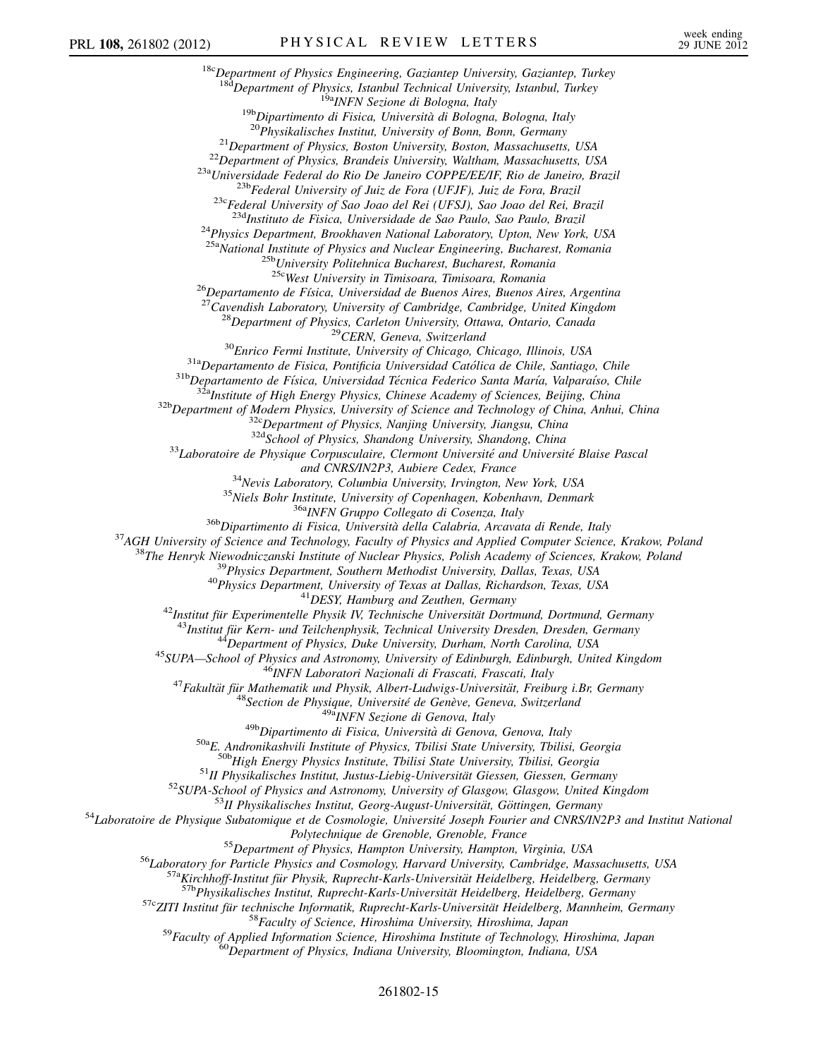[18c]Department of Physics Engineering, Gaziantep University, Gaziantep, Turkey
[18d]Department of Physics, Istanbul Technical University, Istanbul, Turkey
[19a]INFN Sezione di Bologna, Italy
[19b]Dipartimento di Fisica, Università di Bologna, Bologna, Italy
[20]Physikalisches Institut, University of Bonn, Bonn, Germany
[21]Department of Physics, Boston University, Boston, Massachusetts, USA
[22]Department of Physics, Brandeis University, Waltham, Massachusetts, USA
[23a]Universidade Federal do Rio De Janeiro COPPE/EE/IF, Rio de Janeiro, Brazil
[23b]Federal University of Juiz de Fora (UFJF), Juiz de Fora, Brazil
[23c]Federal University of Sao Joao del Rei (UFSJ), Sao Joao del Rei, Brazil
[23d]Instituto de Fisica, Universidade de Sao Paulo, Sao Paulo, Brazil
[24]Physics Department, Brookhaven National Laboratory, Upton, New York, USA
[25a]National Institute of Physics and Nuclear Engineering, Bucharest, Romania
[25b]University Politehnica Bucharest, Bucharest, Romania
[25c]West University in Timisoara, Timisoara, Romania
[26]Departamento de Física, Universidad de Buenos Aires, Buenos Aires, Argentina
[27]Cavendish Laboratory, University of Cambridge, Cambridge, United Kingdom
[28]Department of Physics, Carleton University, Ottawa, Ontario, Canada
[29]CERN, Geneva, Switzerland
[30]Enrico Fermi Institute, University of Chicago, Chicago, Illinois, USA
[31a]Departamento de Fisica, Pontificia Universidad Católica de Chile, Santiago, Chile
[31b]Departamento de Física, Universidad Técnica Federico Santa María, Valparaíso, Chile
[32a]Institute of High Energy Physics, Chinese Academy of Sciences, Beijing, China
[32b]Department of Modern Physics, University of Science and Technology of China, Anhui, China
[32c]Department of Physics, Nanjing University, Jiangsu, China
[32d]School of Physics, Shandong University, Shandong, China
[33]Laboratoire de Physique Corpusculaire, Clermont Université and Université Blaise Pascal and CNRS/IN2P3, Aubiere Cedex, France
[34]Nevis Laboratory, Columbia University, Irvington, New York, USA
[35]Niels Bohr Institute, University of Copenhagen, Kobenhavn, Denmark
[36a]INFN Gruppo Collegato di Cosenza, Italy
[36b]Dipartimento di Fisica, Università della Calabria, Arcavata di Rende, Italy
[37]AGH University of Science and Technology, Faculty of Physics and Applied Computer Science, Krakow, Poland
[38]The Henryk Niewodniczanski Institute of Nuclear Physics, Polish Academy of Sciences, Krakow, Poland
[39]Physics Department, Southern Methodist University, Dallas, Texas, USA
[40]Physics Department, University of Texas at Dallas, Richardson, Texas, USA
[41]DESY, Hamburg and Zeuthen, Germany
[42]Institut für Experimentelle Physik IV, Technische Universität Dortmund, Dortmund, Germany
[43]Institut für Kern- und Teilchenphysik, Technical University Dresden, Dresden, Germany
[44]Department of Physics, Duke University, Durham, North Carolina, USA
[45]SUPA—School of Physics and Astronomy, University of Edinburgh, Edinburgh, United Kingdom
[46]INFN Laboratori Nazionali di Frascati, Frascati, Italy
[47]Fakultät für Mathematik und Physik, Albert-Ludwigs-Universität, Freiburg i.Br, Germany
[48]Section de Physique, Université de Genève, Geneva, Switzerland
[49a]INFN Sezione di Genova, Italy
[49b]Dipartimento di Fisica, Università di Genova, Genova, Italy
[50a]E. Andronikashvili Institute of Physics, Tbilisi State University, Tbilisi, Georgia
[50b]High Energy Physics Institute, Tbilisi State University, Tbilisi, Georgia
[51]II Physikalisches Institut, Justus-Liebig-Universität Giessen, Giessen, Germany
[52]SUPA-School of Physics and Astronomy, University of Glasgow, Glasgow, United Kingdom
[53]II Physikalisches Institut, Georg-August-Universität, Göttingen, Germany
[54]Laboratoire de Physique Subatomique et de Cosmologie, Université Joseph Fourier and CNRS/IN2P3 and Institut National Polytechnique de Grenoble, Grenoble, France
[55]Department of Physics, Hampton University, Hampton, Virginia, USA
[56]Laboratory for Particle Physics and Cosmology, Harvard University, Cambridge, Massachusetts, USA
[57a]Kirchhoff-Institut für Physik, Ruprecht-Karls-Universität Heidelberg, Heidelberg, Germany
[57b]Physikalisches Institut, Ruprecht-Karls-Universität Heidelberg, Heidelberg, Germany
[57c]ZITI Institut für technische Informatik, Ruprecht-Karls-Universität Heidelberg, Mannheim, Germany
[58]Faculty of Science, Hiroshima University, Hiroshima, Japan
[59]Faculty of Applied Information Science, Hiroshima Institute of Technology, Hiroshima, Japan
[60]Department of Physics, Indiana University, Bloomington, Indiana, USA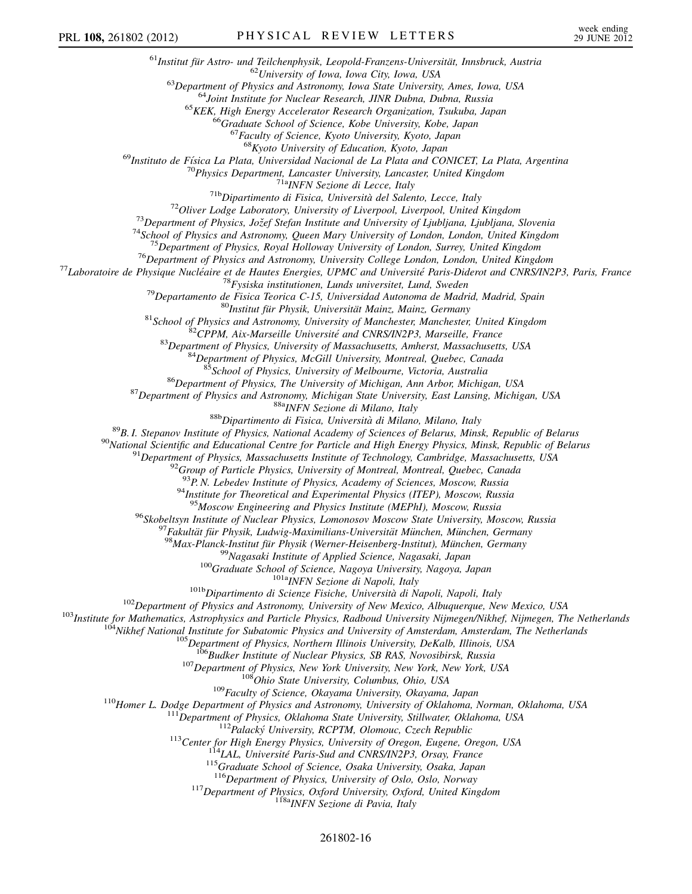[61]*Institut für Astro- und Teilchenphysik, Leopold-Franzens-Universität, Innsbruck, Austria*
[62]*University of Iowa, Iowa City, Iowa, USA*
[63]*Department of Physics and Astronomy, Iowa State University, Ames, Iowa, USA*
[64]*Joint Institute for Nuclear Research, JINR Dubna, Dubna, Russia*
[65]*KEK, High Energy Accelerator Research Organization, Tsukuba, Japan*
[66]*Graduate School of Science, Kobe University, Kobe, Japan*
[67]*Faculty of Science, Kyoto University, Kyoto, Japan*
[68]*Kyoto University of Education, Kyoto, Japan*
[69]*Instituto de Física La Plata, Universidad Nacional de La Plata and CONICET, La Plata, Argentina*
[70]*Physics Department, Lancaster University, Lancaster, United Kingdom*
[71a]*INFN Sezione di Lecce, Italy*
[71b]*Dipartimento di Fisica, Università del Salento, Lecce, Italy*
[72]*Oliver Lodge Laboratory, University of Liverpool, Liverpool, United Kingdom*
[73]*Department of Physics, Jožef Stefan Institute and University of Ljubljana, Ljubljana, Slovenia*
[74]*School of Physics and Astronomy, Queen Mary University of London, London, United Kingdom*
[75]*Department of Physics, Royal Holloway University of London, Surrey, United Kingdom*
[76]*Department of Physics and Astronomy, University College London, London, United Kingdom*
[77]*Laboratoire de Physique Nucléaire et de Hautes Energies, UPMC and Université Paris-Diderot and CNRS/IN2P3, Paris, France*
[78]*Fysiska institutionen, Lunds universitet, Lund, Sweden*
[79]*Departamento de Fisica Teorica C-15, Universidad Autonoma de Madrid, Madrid, Spain*
[80]*Institut für Physik, Universität Mainz, Mainz, Germany*
[81]*School of Physics and Astronomy, University of Manchester, Manchester, United Kingdom*
[82]*CPPM, Aix-Marseille Université and CNRS/IN2P3, Marseille, France*
[83]*Department of Physics, University of Massachusetts, Amherst, Massachusetts, USA*
[84]*Department of Physics, McGill University, Montreal, Quebec, Canada*
[85]*School of Physics, University of Melbourne, Victoria, Australia*
[86]*Department of Physics, The University of Michigan, Ann Arbor, Michigan, USA*
[87]*Department of Physics and Astronomy, Michigan State University, East Lansing, Michigan, USA*
[88a]*INFN Sezione di Milano, Italy*
[88b]*Dipartimento di Fisica, Università di Milano, Milano, Italy*
[89]*B. I. Stepanov Institute of Physics, National Academy of Sciences of Belarus, Minsk, Republic of Belarus*
[90]*National Scientific and Educational Centre for Particle and High Energy Physics, Minsk, Republic of Belarus*
[91]*Department of Physics, Massachusetts Institute of Technology, Cambridge, Massachusetts, USA*
[92]*Group of Particle Physics, University of Montreal, Montreal, Quebec, Canada*
[93]*P. N. Lebedev Institute of Physics, Academy of Sciences, Moscow, Russia*
[94]*Institute for Theoretical and Experimental Physics (ITEP), Moscow, Russia*
[95]*Moscow Engineering and Physics Institute (MEPhI), Moscow, Russia*
[96]*Skobeltsyn Institute of Nuclear Physics, Lomonosov Moscow State University, Moscow, Russia*
[97]*Fakultät für Physik, Ludwig-Maximilians-Universität München, München, Germany*
[98]*Max-Planck-Institut für Physik (Werner-Heisenberg-Institut), München, Germany*
[99]*Nagasaki Institute of Applied Science, Nagasaki, Japan*
[100]*Graduate School of Science, Nagoya University, Nagoya, Japan*
[101a]*INFN Sezione di Napoli, Italy*
[101b]*Dipartimento di Scienze Fisiche, Università di Napoli, Napoli, Italy*
[102]*Department of Physics and Astronomy, University of New Mexico, Albuquerque, New Mexico, USA*
[103]*Institute for Mathematics, Astrophysics and Particle Physics, Radboud University Nijmegen/Nikhef, Nijmegen, The Netherlands*
[104]*Nikhef National Institute for Subatomic Physics and University of Amsterdam, Amsterdam, The Netherlands*
[105]*Department of Physics, Northern Illinois University, DeKalb, Illinois, USA*
[106]*Budker Institute of Nuclear Physics, SB RAS, Novosibirsk, Russia*
[107]*Department of Physics, New York University, New York, New York, USA*
[108]*Ohio State University, Columbus, Ohio, USA*
[109]*Faculty of Science, Okayama University, Okayama, Japan*
[110]*Homer L. Dodge Department of Physics and Astronomy, University of Oklahoma, Norman, Oklahoma, USA*
[111]*Department of Physics, Oklahoma State University, Stillwater, Oklahoma, USA*
[112]*Palacký University, RCPTM, Olomouc, Czech Republic*
[113]*Center for High Energy Physics, University of Oregon, Eugene, Oregon, USA*
[114]*LAL, Université Paris-Sud and CNRS/IN2P3, Orsay, France*
[115]*Graduate School of Science, Osaka University, Osaka, Japan*
[116]*Department of Physics, University of Oslo, Oslo, Norway*
[117]*Department of Physics, Oxford University, Oxford, United Kingdom*
[118a]*INFN Sezione di Pavia, Italy*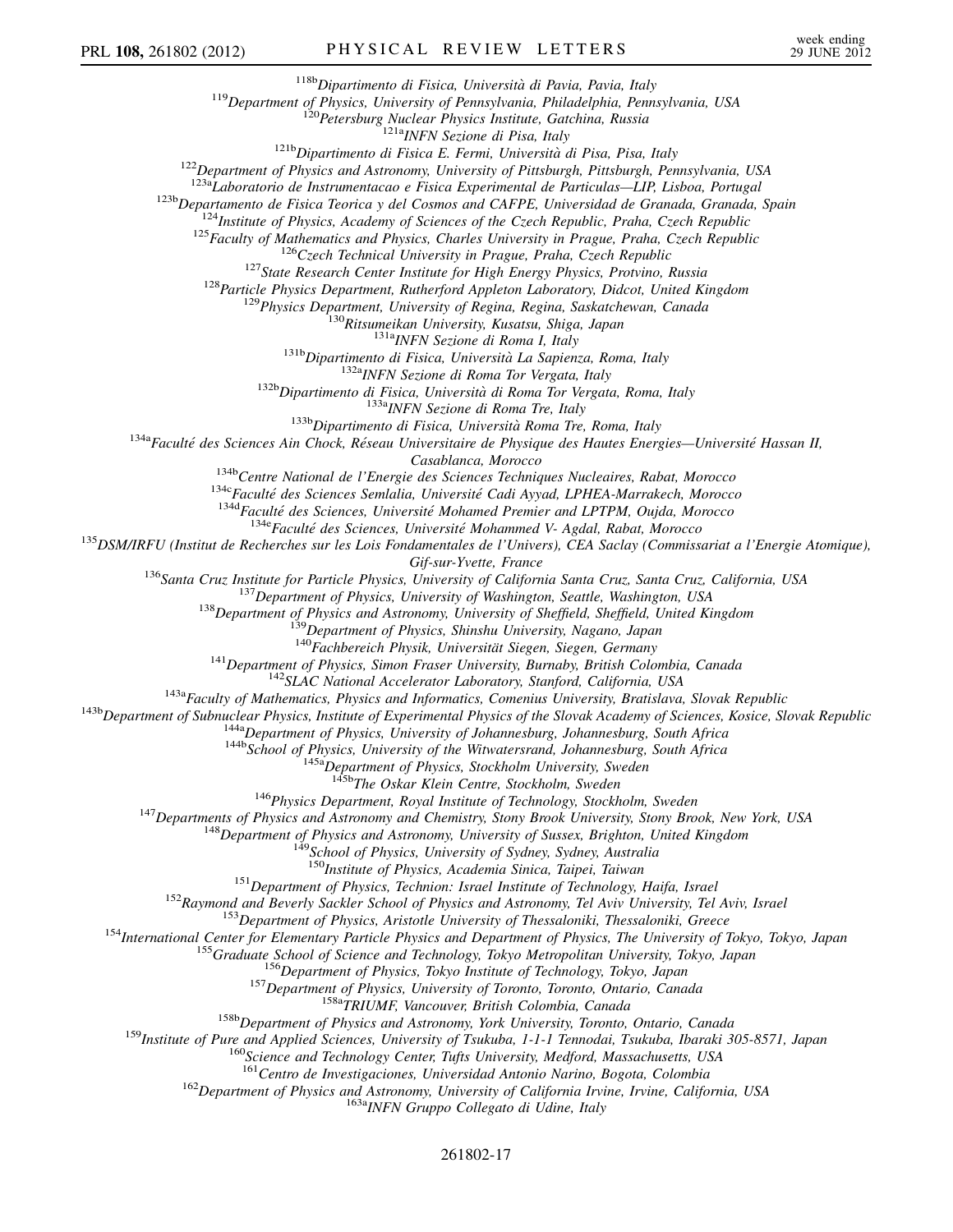[118b]*Dipartimento di Fisica, Università di Pavia, Pavia, Italy*
[119]*Department of Physics, University of Pennsylvania, Philadelphia, Pennsylvania, USA*
[120]*Petersburg Nuclear Physics Institute, Gatchina, Russia*
[121a]*INFN Sezione di Pisa, Italy*
[121b]*Dipartimento di Fisica E. Fermi, Università di Pisa, Pisa, Italy*
[122]*Department of Physics and Astronomy, University of Pittsburgh, Pittsburgh, Pennsylvania, USA*
[123a]*Laboratorio de Instrumentacao e Fisica Experimental de Particulas—LIP, Lisboa, Portugal*
[123b]*Departamento de Fisica Teorica y del Cosmos and CAFPE, Universidad de Granada, Granada, Spain*
[124]*Institute of Physics, Academy of Sciences of the Czech Republic, Praha, Czech Republic*
[125]*Faculty of Mathematics and Physics, Charles University in Prague, Praha, Czech Republic*
[126]*Czech Technical University in Prague, Praha, Czech Republic*
[127]*State Research Center Institute for High Energy Physics, Protvino, Russia*
[128]*Particle Physics Department, Rutherford Appleton Laboratory, Didcot, United Kingdom*
[129]*Physics Department, University of Regina, Regina, Saskatchewan, Canada*
[130]*Ritsumeikan University, Kusatsu, Shiga, Japan*
[131a]*INFN Sezione di Roma I, Italy*
[131b]*Dipartimento di Fisica, Università La Sapienza, Roma, Italy*
[132a]*INFN Sezione di Roma Tor Vergata, Italy*
[132b]*Dipartimento di Fisica, Università di Roma Tor Vergata, Roma, Italy*
[133a]*INFN Sezione di Roma Tre, Italy*
[133b]*Dipartimento di Fisica, Università Roma Tre, Roma, Italy*
[134a]*Faculté des Sciences Ain Chock, Réseau Universitaire de Physique des Hautes Energies—Université Hassan II, Casablanca, Morocco*
[134b]*Centre National de l'Energie des Sciences Techniques Nucleaires, Rabat, Morocco*
[134c]*Faculté des Sciences Semlalia, Université Cadi Ayyad, LPHEA-Marrakech, Morocco*
[134d]*Faculté des Sciences, Université Mohamed Premier and LPTPM, Oujda, Morocco*
[134e]*Faculté des Sciences, Université Mohammed V- Agdal, Rabat, Morocco*
[135]*DSM/IRFU (Institut de Recherches sur les Lois Fondamentales de l'Univers), CEA Saclay (Commissariat a l'Energie Atomique), Gif-sur-Yvette, France*
[136]*Santa Cruz Institute for Particle Physics, University of California Santa Cruz, Santa Cruz, California, USA*
[137]*Department of Physics, University of Washington, Seattle, Washington, USA*
[138]*Department of Physics and Astronomy, University of Sheffield, Sheffield, United Kingdom*
[139]*Department of Physics, Shinshu University, Nagano, Japan*
[140]*Fachbereich Physik, Universität Siegen, Siegen, Germany*
[141]*Department of Physics, Simon Fraser University, Burnaby, British Colombia, Canada*
[142]*SLAC National Accelerator Laboratory, Stanford, California, USA*
[143a]*Faculty of Mathematics, Physics and Informatics, Comenius University, Bratislava, Slovak Republic*
[143b]*Department of Subnuclear Physics, Institute of Experimental Physics of the Slovak Academy of Sciences, Kosice, Slovak Republic*
[144a]*Department of Physics, University of Johannesburg, Johannesburg, South Africa*
[144b]*School of Physics, University of the Witwatersrand, Johannesburg, South Africa*
[145a]*Department of Physics, Stockholm University, Sweden*
[145b]*The Oskar Klein Centre, Stockholm, Sweden*
[146]*Physics Department, Royal Institute of Technology, Stockholm, Sweden*
[147]*Departments of Physics and Astronomy and Chemistry, Stony Brook University, Stony Brook, New York, USA*
[148]*Department of Physics and Astronomy, University of Sussex, Brighton, United Kingdom*
[149]*School of Physics, University of Sydney, Sydney, Australia*
[150]*Institute of Physics, Academia Sinica, Taipei, Taiwan*
[151]*Department of Physics, Technion: Israel Institute of Technology, Haifa, Israel*
[152]*Raymond and Beverly Sackler School of Physics and Astronomy, Tel Aviv University, Tel Aviv, Israel*
[153]*Department of Physics, Aristotle University of Thessaloniki, Thessaloniki, Greece*
[154]*International Center for Elementary Particle Physics and Department of Physics, The University of Tokyo, Tokyo, Japan*
[155]*Graduate School of Science and Technology, Tokyo Metropolitan University, Tokyo, Japan*
[156]*Department of Physics, Tokyo Institute of Technology, Tokyo, Japan*
[157]*Department of Physics, University of Toronto, Toronto, Ontario, Canada*
[158a]*TRIUMF, Vancouver, British Colombia, Canada*
[158b]*Department of Physics and Astronomy, York University, Toronto, Ontario, Canada*
[159]*Institute of Pure and Applied Sciences, University of Tsukuba, 1-1-1 Tennodai, Tsukuba, Ibaraki 305-8571, Japan*
[160]*Science and Technology Center, Tufts University, Medford, Massachusetts, USA*
[161]*Centro de Investigaciones, Universidad Antonio Narino, Bogota, Colombia*
[162]*Department of Physics and Astronomy, University of California Irvine, Irvine, California, USA*
[163a]*INFN Gruppo Collegato di Udine, Italy*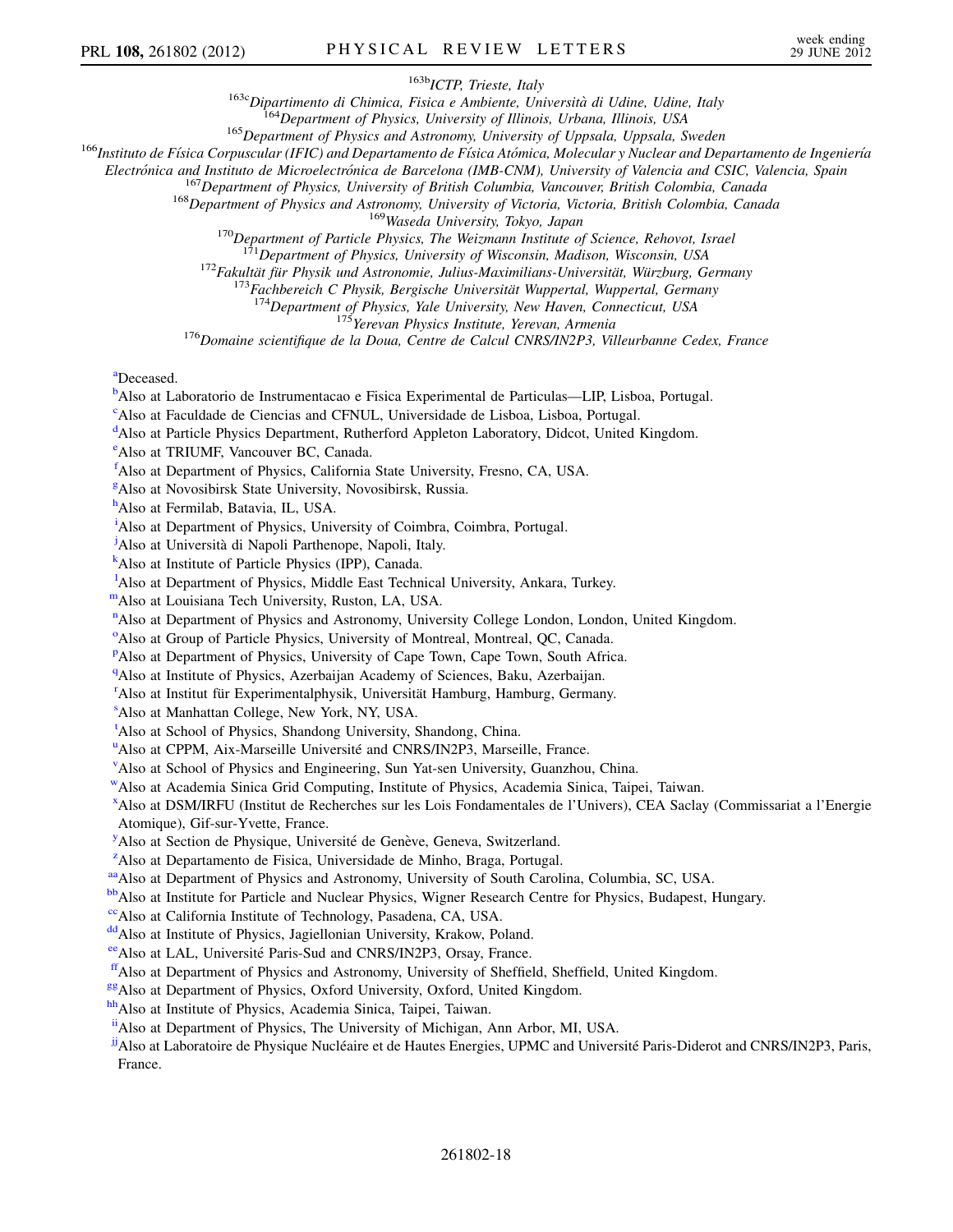[163b]ICTP, Trieste, Italy

[163c]Dipartimento di Chimica, Fisica e Ambiente, Università di Udine, Udine, Italy

[164]Department of Physics, University of Illinois, Urbana, Illinois, USA

[165]Department of Physics and Astronomy, University of Uppsala, Uppsala, Sweden

[166]Instituto de Física Corpuscular (IFIC) and Departamento de Física Atómica, Molecular y Nuclear and Departamento de Ingeniería Electrónica and Instituto de Microelectrónica de Barcelona (IMB-CNM), University of Valencia and CSIC, Valencia, Spain

[167]Department of Physics, University of British Columbia, Vancouver, British Colombia, Canada

[168]Department of Physics and Astronomy, University of Victoria, Victoria, British Colombia, Canada

[169]Waseda University, Tokyo, Japan

[170]Department of Particle Physics, The Weizmann Institute of Science, Rehovot, Israel

[171]Department of Physics, University of Wisconsin, Madison, Wisconsin, USA

[172]Fakultät für Physik und Astronomie, Julius-Maximilians-Universität, Würzburg, Germany

[173]Fachbereich C Physik, Bergische Universität Wuppertal, Wuppertal, Germany

[174]Department of Physics, Yale University, New Haven, Connecticut, USA

[175]Yerevan Physics Institute, Yerevan, Armenia

[176]Domaine scientifique de la Doua, Centre de Calcul CNRS/IN2P3, Villeurbanne Cedex, France

[a]Deceased.

[b]Also at Laboratorio de Instrumentacao e Fisica Experimental de Particulas—LIP, Lisboa, Portugal.

[c]Also at Faculdade de Ciencias and CFNUL, Universidade de Lisboa, Lisboa, Portugal.

[d]Also at Particle Physics Department, Rutherford Appleton Laboratory, Didcot, United Kingdom.

[e]Also at TRIUMF, Vancouver BC, Canada.

[f]Also at Department of Physics, California State University, Fresno, CA, USA.

[g]Also at Novosibirsk State University, Novosibirsk, Russia.

[h]Also at Fermilab, Batavia, IL, USA.

[i]Also at Department of Physics, University of Coimbra, Coimbra, Portugal.

[j]Also at Università di Napoli Parthenope, Napoli, Italy.

[k]Also at Institute of Particle Physics (IPP), Canada.

[l]Also at Department of Physics, Middle East Technical University, Ankara, Turkey.

[m]Also at Louisiana Tech University, Ruston, LA, USA.

[n]Also at Department of Physics and Astronomy, University College London, London, United Kingdom.

[o]Also at Group of Particle Physics, University of Montreal, Montreal, QC, Canada.

[p]Also at Department of Physics, University of Cape Town, Cape Town, South Africa.

[q]Also at Institute of Physics, Azerbaijan Academy of Sciences, Baku, Azerbaijan.

[r]Also at Institut für Experimentalphysik, Universität Hamburg, Hamburg, Germany.

[s]Also at Manhattan College, New York, NY, USA.

[t]Also at School of Physics, Shandong University, Shandong, China.

[u]Also at CPPM, Aix-Marseille Université and CNRS/IN2P3, Marseille, France.

[v]Also at School of Physics and Engineering, Sun Yat-sen University, Guanzhou, China.

[w]Also at Academia Sinica Grid Computing, Institute of Physics, Academia Sinica, Taipei, Taiwan.

[x]Also at DSM/IRFU (Institut de Recherches sur les Lois Fondamentales de l'Univers), CEA Saclay (Commissariat a l'Energie Atomique), Gif-sur-Yvette, France.

[y]Also at Section de Physique, Université de Genève, Geneva, Switzerland.

[z]Also at Departamento de Fisica, Universidade de Minho, Braga, Portugal.

[aa]Also at Department of Physics and Astronomy, University of South Carolina, Columbia, SC, USA.

[bb]Also at Institute for Particle and Nuclear Physics, Wigner Research Centre for Physics, Budapest, Hungary.

[cc]Also at California Institute of Technology, Pasadena, CA, USA.

[dd]Also at Institute of Physics, Jagiellonian University, Krakow, Poland.

[ee]Also at LAL, Université Paris-Sud and CNRS/IN2P3, Orsay, France.

[ff]Also at Department of Physics and Astronomy, University of Sheffield, Sheffield, United Kingdom.

[gg]Also at Department of Physics, Oxford University, Oxford, United Kingdom.

[hh]Also at Institute of Physics, Academia Sinica, Taipei, Taiwan.

[ii]Also at Department of Physics, The University of Michigan, Ann Arbor, MI, USA.

[jj]Also at Laboratoire de Physique Nucléaire et de Hautes Energies, UPMC and Université Paris-Diderot and CNRS/IN2P3, Paris, France.